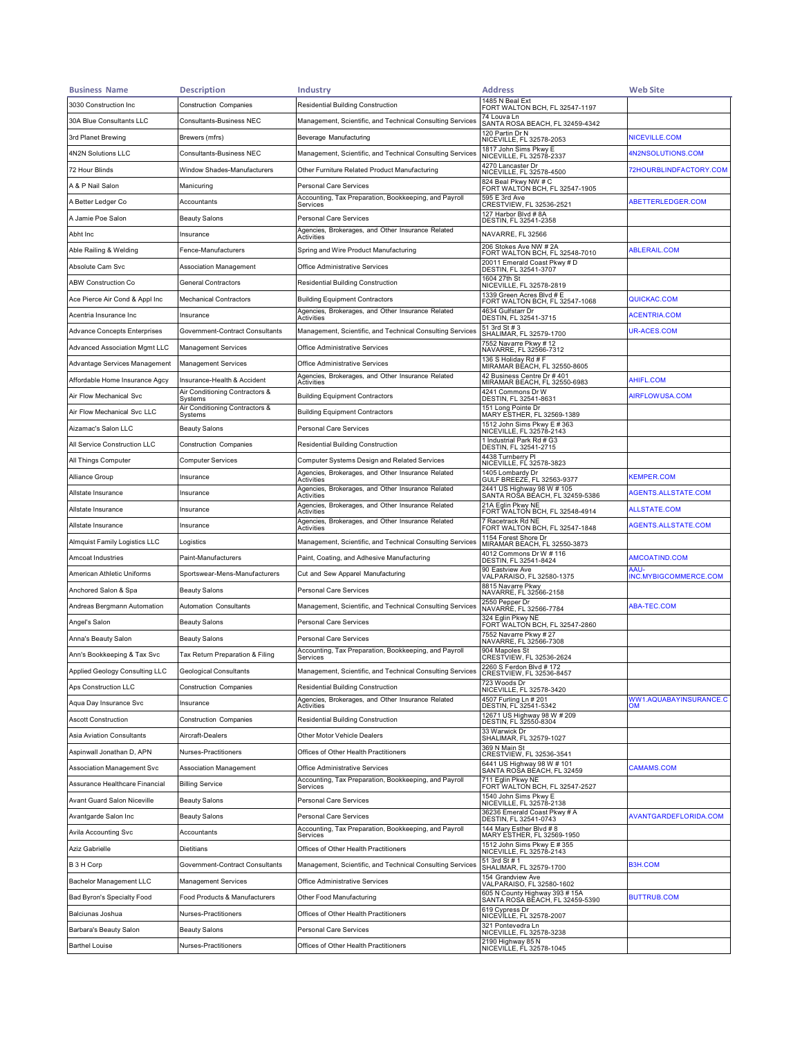| Business Name | Description | Industry | Address | Web Site |
|---|---|---|---|---|
| 3030 Construction Inc | Construction Companies | Residential Building Construction | 1485 N Beal Ext<br>FORT WALTON BCH, FL 32547-1197 | |
| 30A Blue Consultants LLC | Consultants-Business NEC | Management, Scientific, and Technical Consulting Services | 74 Louva Ln<br>SANTA ROSA BEACH, FL 32459-4342 | |
| 3rd Planet Brewing | Brewers (mfrs) | Beverage Manufacturing | 120 Partin Dr N<br>NICEVILLE, FL 32578-2053 | NICEVILLE.COM |
| 4N2N Solutions LLC | Consultants-Business NEC | Management, Scientific, and Technical Consulting Services | 1817 John Sims Pkwy E<br>NICEVILLE, FL 32578-2337 | 4N2NSOLUTIONS.COM |
| 72 Hour Blinds | Window Shades-Manufacturers | Other Furniture Related Product Manufacturing | 4270 Lancaster Dr<br>NICEVILLE, FL 32578-4500 | 72HOURBLINDFACTORY.COM |
| A & P Nail Salon | Manicuring | Personal Care Services | 824 Beal Pkwy NW # C<br>FORT WALTON BCH, FL 32547-1905 | |
| A Better Ledger Co | Accountants | Accounting, Tax Preparation, Bookkeeping, and Payroll Services | 595 E 3rd Ave<br>CRESTVIEW, FL 32536-2521 | ABETTERLEDGER.COM |
| A Jamie Poe Salon | Beauty Salons | Personal Care Services | 127 Harbor Blvd # 8A<br>DESTIN, FL 32541-2358 | |
| Abht Inc | Insurance | Agencies, Brokerages, and Other Insurance Related Activities | NAVARRE, FL 32566 | |
| Able Railing & Welding | Fence-Manufacturers | Spring and Wire Product Manufacturing | 206 Stokes Ave NW # 2A<br>FORT WALTON BCH, FL 32548-7010 | ABLERAIL.COM |
| Absolute Cam Svc | Association Management | Office Administrative Services | 20011 Emerald Coast Pkwy # D<br>DESTIN, FL 32541-3707 | |
| ABW Construction Co | General Contractors | Residential Building Construction | 1604 27th St<br>NICEVILLE, FL 32578-2819 | |
| Ace Pierce Air Cond & Appl Inc | Mechanical Contractors | Building Equipment Contractors | 1339 Green Acres Blvd # E<br>FORT WALTON BCH, FL 32547-1068 | QUICKAC.COM |
| Acentria Insurance Inc | Insurance | Agencies, Brokerages, and Other Insurance Related Activities | 4634 Gulfstarr Dr<br>DESTIN, FL 32541-3715 | ACENTRIA.COM |
| Advance Concepts Enterprises | Government-Contract Consultants | Management, Scientific, and Technical Consulting Services | 51 3rd St # 3<br>SHALIMAR, FL 32579-1700 | UR-ACES.COM |
| Advanced Association Mgmt LLC | Management Services | Office Administrative Services | 7552 Navarre Pkwy # 12<br>NAVARRE, FL 32566-7312 | |
| Advantage Services Management | Management Services | Office Administrative Services | 136 S Holiday Rd # F<br>MIRAMAR BEACH, FL 32550-8605 | |
| Affordable Home Insurance Agcy | Insurance-Health & Accident | Agencies, Brokerages, and Other Insurance Related Activities | 42 Business Centre Dr # 401<br>MIRAMAR BEACH, FL 32550-6983 | AHIFL.COM |
| Air Flow Mechanical Svc | Air Conditioning Contractors & Systems | Building Equipment Contractors | 4241 Commons Dr W<br>DESTIN, FL 32541-8631 | AIRFLOWUSA.COM |
| Air Flow Mechanical Svc LLC | Air Conditioning Contractors & Systems | Building Equipment Contractors | 151 Long Pointe Dr<br>MARY ESTHER, FL 32569-1389 | |
| Aizamac's Salon LLC | Beauty Salons | Personal Care Services | 1512 John Sims Pkwy E # 363<br>NICEVILLE, FL 32578-2143 | |
| All Service Construction LLC | Construction Companies | Residential Building Construction | 1 Industrial Park Rd # G3<br>DESTIN, FL 32541-2715 | |
| All Things Computer | Computer Services | Computer Systems Design and Related Services | 4438 Turnberry Pl<br>NICEVILLE, FL 32578-3823 | |
| Alliance Group | Insurance | Agencies, Brokerages, and Other Insurance Related Activities | 1405 Lombardy Dr<br>GULF BREEZE, FL 32563-9377 | KEMPER.COM |
| Allstate Insurance | Insurance | Agencies, Brokerages, and Other Insurance Related Activities | 2441 US Highway 98 W # 105<br>SANTA ROSA BEACH, FL 32459-5386 | AGENTS.ALLSTATE.COM |
| Allstate Insurance | Insurance | Agencies, Brokerages, and Other Insurance Related Activities | 21A Eglin Pkwy NE<br>FORT WALTON BCH, FL 32548-4914 | ALLSTATE.COM |
| Allstate Insurance | Insurance | Agencies, Brokerages, and Other Insurance Related Activities | 7 Racetrack Rd NE<br>FORT WALTON BCH, FL 32547-1848 | AGENTS.ALLSTATE.COM |
| Almquist Family Logistics LLC | Logistics | Management, Scientific, and Technical Consulting Services | 1154 Forest Shore Dr<br>MIRAMAR BEACH, FL 32550-3873 | |
| Amcoat Industries | Paint-Manufacturers | Paint, Coating, and Adhesive Manufacturing | 4012 Commons Dr W # 116<br>DESTIN, FL 32541-8424 | AMCOATIND.COM |
| American Athletic Uniforms | Sportswear-Mens-Manufacturers | Cut and Sew Apparel Manufacturing | 90 Eastview Ave<br>VALPARAISO, FL 32580-1375 | AAU-INC.MYBIGCOMMERCE.COM |
| Anchored Salon & Spa | Beauty Salons | Personal Care Services | 8815 Navarre Pkwy<br>NAVARRE, FL 32566-2158 | |
| Andreas Bergmann Automation | Automation Consultants | Management, Scientific, and Technical Consulting Services | 2550 Pepper Dr<br>NAVARRE, FL 32566-7784 | ABA-TEC.COM |
| Angel's Salon | Beauty Salons | Personal Care Services | 324 Eglin Pkwy NE<br>FORT WALTON BCH, FL 32547-2860 | |
| Anna's Beauty Salon | Beauty Salons | Personal Care Services | 7552 Navarre Pkwy # 27<br>NAVARRE, FL 32566-7308 | |
| Ann's Bookkeeping & Tax Svc | Tax Return Preparation & Filing | Accounting, Tax Preparation, Bookkeeping, and Payroll Services | 904 Mapoles St<br>CRESTVIEW, FL 32536-2624 | |
| Applied Geology Consulting LLC | Geological Consultants | Management, Scientific, and Technical Consulting Services | 2260 S Ferdon Blvd # 172<br>CRESTVIEW, FL 32536-8457 | |
| Aps Construction LLC | Construction Companies | Residential Building Construction | 723 Woods Dr<br>NICEVILLE, FL 32578-3420 | |
| Aqua Day Insurance Svc | Insurance | Agencies, Brokerages, and Other Insurance Related Activities | 4507 Furling Ln # 201<br>DESTIN, FL 32541-5342 | WW1.AQUABAYINSURANCE.COM |
| Ascott Construction | Construction Companies | Residential Building Construction | 12671 US Highway 98 W # 209<br>DESTIN, FL 32550-8304 | |
| Asia Aviation Consultants | Aircraft-Dealers | Other Motor Vehicle Dealers | 33 Warwick Dr<br>SHALIMAR, FL 32579-1027 | |
| Aspinwall Jonathan D, APN | Nurses-Practitioners | Offices of Other Health Practitioners | 369 N Main St<br>CRESTVIEW, FL 32536-3541 | |
| Association Management Svc | Association Management | Office Administrative Services | 6441 US Highway 98 W # 101<br>SANTA ROSA BEACH, FL 32459 | CAMAMS.COM |
| Assurance Healthcare Financial | Billing Service | Accounting, Tax Preparation, Bookkeeping, and Payroll Services | 711 Eglin Pkwy NE<br>FORT WALTON BCH, FL 32547-2527 | |
| Avant Guard Salon Niceville | Beauty Salons | Personal Care Services | 1540 John Sims Pkwy E<br>NICEVILLE, FL 32578-2138 | |
| Avantgarde Salon Inc | Beauty Salons | Personal Care Services | 36236 Emerald Coast Pkwy # A<br>DESTIN, FL 32541-0743 | AVANTGARDEFLORIDA.COM |
| Avila Accounting Svc | Accountants | Accounting, Tax Preparation, Bookkeeping, and Payroll Services | 144 Mary Esther Blvd # 8<br>MARY ESTHER, FL 32569-1950 | |
| Aziz Gabrielle | Dietitians | Offices of Other Health Practitioners | 1512 John Sims Pkwy E # 355<br>NICEVILLE, FL 32578-2143 | |
| B 3 H Corp | Government-Contract Consultants | Management, Scientific, and Technical Consulting Services | 51 3rd St # 1<br>SHALIMAR, FL 32579-1700 | B3H.COM |
| Bachelor Management LLC | Management Services | Office Administrative Services | 154 Grandview Ave<br>VALPARAISO, FL 32580-1602 | |
| Bad Byron's Specialty Food | Food Products & Manufacturers | Other Food Manufacturing | 605 N County Highway 393 # 15A<br>SANTA ROSA BEACH, FL 32459-5390 | BUTTRUB.COM |
| Balciunas Joshua | Nurses-Practitioners | Offices of Other Health Practitioners | 619 Cypress Dr<br>NICEVILLE, FL 32578-2007 | |
| Barbara's Beauty Salon | Beauty Salons | Personal Care Services | 321 Pontevedra Ln<br>NICEVILLE, FL 32578-3238 | |
| Barthel Louise | Nurses-Practitioners | Offices of Other Health Practitioners | 2190 Highway 85 N<br>NICEVILLE, FL 32578-1045 | |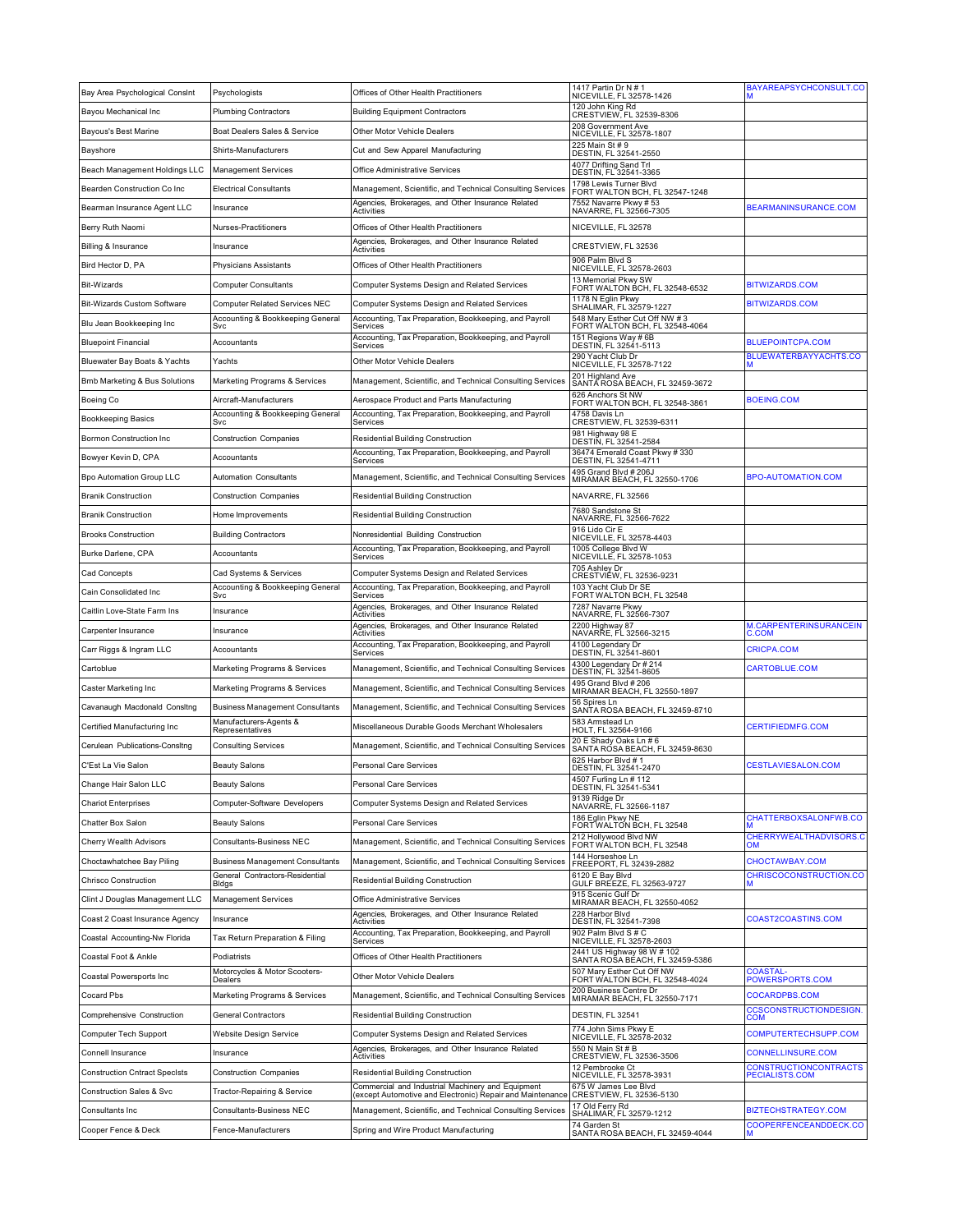| | | | | |
|---|---|---|---|---|
| Bay Area Psychological Conslnt | Psychologists | Offices of Other Health Practitioners | 1417 Partin Dr N # 1 NICEVILLE, FL 32578-1426 | BAYAREAPSYCHCONSULT.COM |
| Bayou Mechanical Inc | Plumbing Contractors | Building Equipment Contractors | 120 John King Rd CRESTVIEW, FL 32539-8306 | |
| Bayous's Best Marine | Boat Dealers Sales & Service | Other Motor Vehicle Dealers | 208 Government Ave NICEVILLE, FL 32578-1807 | |
| Bayshore | Shirts-Manufacturers | Cut and Sew Apparel Manufacturing | 225 Main St # 9 DESTIN, FL 32541-2550 | |
| Beach Management Holdings LLC | Management Services | Office Administrative Services | 4077 Drifting Sand Trl DESTIN, FL 32541-3365 | |
| Bearden Construction Co Inc | Electrical Consultants | Management, Scientific, and Technical Consulting Services | 1798 Lewis Turner Blvd FORT WALTON BCH, FL 32547-1248 | |
| Bearman Insurance Agent LLC | Insurance | Agencies, Brokerages, and Other Insurance Related Activities | 7552 Navarre Pkwy # 53 NAVARRE, FL 32566-7305 | BEARMANINSURANCE.COM |
| Berry Ruth Naomi | Nurses-Practitioners | Offices of Other Health Practitioners | NICEVILLE, FL 32578 | |
| Billing & Insurance | Insurance | Agencies, Brokerages, and Other Insurance Related Activities | CRESTVIEW, FL 32536 | |
| Bird Hector D, PA | Physicians Assistants | Offices of Other Health Practitioners | 906 Palm Blvd S NICEVILLE, FL 32578-2603 | |
| Bit-Wizards | Computer Consultants | Computer Systems Design and Related Services | 13 Memorial Pkwy SW FORT WALTON BCH, FL 32548-6532 | BITWIZARDS.COM |
| Bit-Wizards Custom Software | Computer Related Services NEC | Computer Systems Design and Related Services | 1178 N Eglin Pkwy SHALIMAR, FL 32579-1227 | BITWIZARDS.COM |
| Blu Jean Bookkeeping Inc | Accounting & Bookkeeping General Svc | Accounting, Tax Preparation, Bookkeeping, and Payroll Services | 548 Mary Esther Cut Off NW # 3 FORT WALTON BCH, FL 32548-4064 | |
| Bluepoint Financial | Accountants | Accounting, Tax Preparation, Bookkeeping, and Payroll Services | 151 Regions Way # 6B DESTIN, FL 32541-5113 | BLUEPOINTCPA.COM |
| Bluewater Bay Boats & Yachts | Yachts | Other Motor Vehicle Dealers | 290 Yacht Club Dr NICEVILLE, FL 32578-7122 | BLUEWATERBAYYACHTS.COM |
| Bmb Marketing & Bus Solutions | Marketing Programs & Services | Management, Scientific, and Technical Consulting Services | 201 Highland Ave SANTA ROSA BEACH, FL 32459-3672 | |
| Boeing Co | Aircraft-Manufacturers | Aerospace Product and Parts Manufacturing | 626 Anchors St NW FORT WALTON BCH, FL 32548-3861 | BOEING.COM |
| Bookkeeping Basics | Accounting & Bookkeeping General Svc | Accounting, Tax Preparation, Bookkeeping, and Payroll Services | 4758 Davis Ln CRESTVIEW, FL 32539-6311 | |
| Bormon Construction Inc | Construction Companies | Residential Building Construction | 981 Highway 98 E DESTIN, FL 32541-2584 | |
| Bowyer Kevin D, CPA | Accountants | Accounting, Tax Preparation, Bookkeeping, and Payroll Services | 36474 Emerald Coast Pkwy # 330 DESTIN, FL 32541-4711 | |
| Bpo Automation Group LLC | Automation Consultants | Management, Scientific, and Technical Consulting Services | 495 Grand Blvd # 206J MIRAMAR BEACH, FL 32550-1706 | BPO-AUTOMATION.COM |
| Branik Construction | Construction Companies | Residential Building Construction | NAVARRE, FL 32566 | |
| Branik Construction | Home Improvements | Residential Building Construction | 7680 Sandstone St NAVARRE, FL 32566-7622 | |
| Brooks Construction | Building Contractors | Nonresidential Building Construction | 916 Lido Cir E NICEVILLE, FL 32578-4403 | |
| Burke Darlene, CPA | Accountants | Accounting, Tax Preparation, Bookkeeping, and Payroll Services | 1005 College Blvd W NICEVILLE, FL 32578-1053 | |
| Cad Concepts | Cad Systems & Services | Computer Systems Design and Related Services | 705 Ashley Dr CRESTVIEW, FL 32536-9231 | |
| Cain Consolidated Inc | Accounting & Bookkeeping General Svc | Accounting, Tax Preparation, Bookkeeping, and Payroll Services | 103 Yacht Club Dr SE FORT WALTON BCH, FL 32548 | |
| Caitlin Love-State Farm Ins | Insurance | Agencies, Brokerages, and Other Insurance Related Activities | 7287 Navarre Pkwy NAVARRE, FL 32566-7307 | |
| Carpenter Insurance | Insurance | Agencies, Brokerages, and Other Insurance Related Activities | 2200 Highway 87 NAVARRE, FL 32566-3215 | M.CARPENTERINSURANCEINC.COM |
| Carr Riggs & Ingram LLC | Accountants | Accounting, Tax Preparation, Bookkeeping, and Payroll Services | 4100 Legendary Dr DESTIN, FL 32541-8601 | CRICPA.COM |
| Cartoblue | Marketing Programs & Services | Management, Scientific, and Technical Consulting Services | 4300 Legendary Dr # 214 DESTIN, FL 32541-8605 | CARTOBLUE.COM |
| Caster Marketing Inc | Marketing Programs & Services | Management, Scientific, and Technical Consulting Services | 495 Grand Blvd # 206 MIRAMAR BEACH, FL 32550-1897 | |
| Cavanaugh Macdonald Consltng | Business Management Consultants | Management, Scientific, and Technical Consulting Services | 56 Spires Ln SANTA ROSA BEACH, FL 32459-8710 | |
| Certified Manufacturing Inc | Manufacturers-Agents & Representatives | Miscellaneous Durable Goods Merchant Wholesalers | 583 Armstead Ln HOLT, FL 32564-9166 | CERTIFIEDMFG.COM |
| Cerulean Publications-Consltng | Consulting Services | Management, Scientific, and Technical Consulting Services | 20 E Shady Oaks Ln # 6 SANTA ROSA BEACH, FL 32459-8630 | |
| C'Est La Vie Salon | Beauty Salons | Personal Care Services | 625 Harbor Blvd # 1 DESTIN, FL 32541-2470 | CESTLAVIESALON.COM |
| Change Hair Salon LLC | Beauty Salons | Personal Care Services | 4507 Furling Ln # 112 DESTIN, FL 32541-5341 | |
| Chariot Enterprises | Computer-Software Developers | Computer Systems Design and Related Services | 9139 Ridge Dr NAVARRE, FL 32566-1187 | |
| Chatter Box Salon | Beauty Salons | Personal Care Services | 186 Eglin Pkwy NE FORT WALTON BCH, FL 32548 | CHATTERBOXSALONFWB.COM |
| Cherry Wealth Advisors | Consultants-Business NEC | Management, Scientific, and Technical Consulting Services | 212 Hollywood Blvd NW FORT WALTON BCH, FL 32548 | CHERRYWEALTHADVISORS.COM |
| Choctawhatchee Bay Piling | Business Management Consultants | Management, Scientific, and Technical Consulting Services | 144 Horseshoe Ln FREEPORT, FL 32439-2882 | CHOCTAWBAY.COM |
| Chrisco Construction | General Contractors-Residential Bldgs | Residential Building Construction | 6120 E Bay Blvd GULF BREEZE, FL 32563-9727 | CHRISCOCONSTRUCTION.COM |
| Clint J Douglas Management LLC | Management Services | Office Administrative Services | 915 Scenic Gulf Dr MIRAMAR BEACH, FL 32550-4052 | |
| Coast 2 Coast Insurance Agency | Insurance | Agencies, Brokerages, and Other Insurance Related Activities | 228 Harbor Blvd DESTIN, FL 32541-7398 | COAST2COASTINS.COM |
| Coastal Accounting-Nw Florida | Tax Return Preparation & Filing | Accounting, Tax Preparation, Bookkeeping, and Payroll Services | 902 Palm Blvd S # C NICEVILLE, FL 32578-2603 | |
| Coastal Foot & Ankle | Podiatrists | Offices of Other Health Practitioners | 2441 US Highway 98 W # 102 SANTA ROSA BEACH, FL 32459-5386 | |
| Coastal Powersports Inc | Motorcycles & Motor Scooters-Dealers | Other Motor Vehicle Dealers | 507 Mary Esther Cut Off NW FORT WALTON BCH, FL 32548-4024 | COASTAL-POWERSPORTS.COM |
| Cocard Pbs | Marketing Programs & Services | Management, Scientific, and Technical Consulting Services | 200 Business Centre Dr MIRAMAR BEACH, FL 32550-7171 | COCARDPBS.COM |
| Comprehensive Construction | General Contractors | Residential Building Construction | DESTIN, FL 32541 | CCSCONSTRUCTIONDESIGN.COM |
| Computer Tech Support | Website Design Service | Computer Systems Design and Related Services | 774 John Sims Pkwy E NICEVILLE, FL 32578-2032 | COMPUTERTECHSUPP.COM |
| Connell Insurance | Insurance | Agencies, Brokerages, and Other Insurance Related Activities | 550 N Main St # B CRESTVIEW, FL 32536-3506 | CONNELLINSURE.COM |
| Construction Cntract Speclsts | Construction Companies | Residential Building Construction | 12 Pembrooke Ct NICEVILLE, FL 32578-3931 | CONSTRUCTIONCONTRACTSPECIALISTS.COM |
| Construction Sales & Svc | Tractor-Repairing & Service | Commercial and Industrial Machinery and Equipment (except Automotive and Electronic) Repair and Maintenance | 675 W James Lee Blvd CRESTVIEW, FL 32536-5130 | |
| Consultants Inc | Consultants-Business NEC | Management, Scientific, and Technical Consulting Services | 17 Old Ferry Rd SHALIMAR, FL 32579-1212 | BIZTECHSTRATEGY.COM |
| Cooper Fence & Deck | Fence-Manufacturers | Spring and Wire Product Manufacturing | 74 Garden St SANTA ROSA BEACH, FL 32459-4044 | COOPERFENCEANDDECK.COM |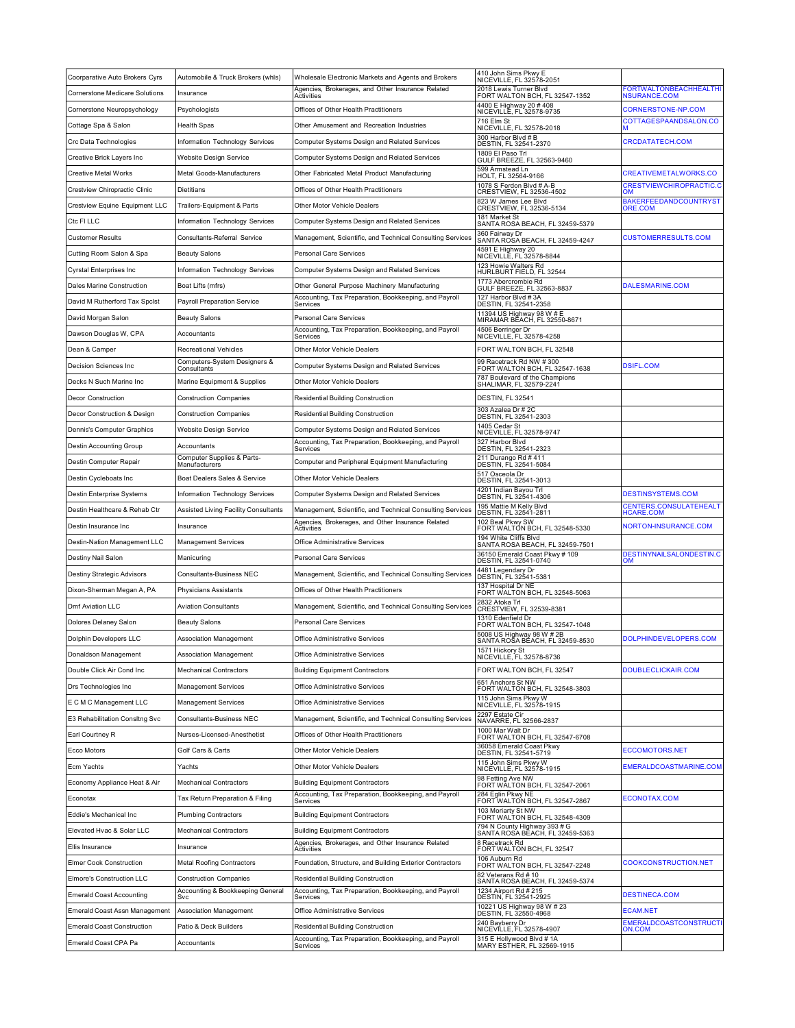| Coorparative Auto Brokers Cyrs | Automobile & Truck Brokers (whls) | Wholesale Electronic Markets and Agents and Brokers | 410 John Sims Pkwy E NICEVILLE, FL 32578-2051 | |
|---|---|---|---|---|
| Cornerstone Medicare Solutions | Insurance | Agencies, Brokerages, and Other Insurance Related Activities | 2018 Lewis Turner Blvd FORT WALTON BCH, FL 32547-1352 | FORTWALTONBEACHHEALTHINSURANCE.COM |
| Cornerstone Neuropsychology | Psychologists | Offices of Other Health Practitioners | 4400 E Highway 20 # 408 NICEVILLE, FL 32578-9735 | CORNERSTONE-NP.COM |
| Cottage Spa & Salon | Health Spas | Other Amusement and Recreation Industries | 716 Elm St NICEVILLE, FL 32578-2018 | COTTAGESPAANDSALON.COM |
| Crc Data Technologies | Information Technology Services | Computer Systems Design and Related Services | 300 Harbor Blvd # B DESTIN, FL 32541-2370 | CRCDATATECH.COM |
| Creative Brick Layers Inc | Website Design Service | Computer Systems Design and Related Services | 1809 El Paso Trl GULF BREEZE, FL 32563-9460 | |
| Creative Metal Works | Metal Goods-Manufacturers | Other Fabricated Metal Product Manufacturing | 599 Armstead Ln HOLT, FL 32564-9166 | CREATIVEMETALWORKS.CO |
| Crestview Chiropractic Clinic | Dietitians | Offices of Other Health Practitioners | 1078 S Ferdon Blvd # A-B CRESTVIEW, FL 32536-4502 | CRESTVIEWCHIROPRACTIC.COM |
| Crestview Equine Equipment LLC | Trailers-Equipment & Parts | Other Motor Vehicle Dealers | 823 W James Lee Blvd CRESTVIEW, FL 32536-5134 | BAKERFEEDANDCOUNTRYSTORE.COM |
| Ctc Fl LLC | Information Technology Services | Computer Systems Design and Related Services | 181 Market St SANTA ROSA BEACH, FL 32459-5379 | |
| Customer Results | Consultants-Referral Service | Management, Scientific, and Technical Consulting Services | 360 Fairway Dr SANTA ROSA BEACH, FL 32459-4247 | CUSTOMERRESULTS.COM |
| Cutting Room Salon & Spa | Beauty Salons | Personal Care Services | 4591 E Highway 20 NICEVILLE, FL 32578-8844 | |
| Cyrstal Enterprises Inc | Information Technology Services | Computer Systems Design and Related Services | 123 Howie Walters Rd HURLBURT FIELD, FL 32544 | |
| Dales Marine Construction | Boat Lifts (mfrs) | Other General Purpose Machinery Manufacturing | 1773 Abercrombie Rd GULF BREEZE, FL 32563-8837 | DALESMARINE.COM |
| David M Rutherford Tax Spclst | Payroll Preparation Service | Accounting, Tax Preparation, Bookkeeping, and Payroll Services | 127 Harbor Blvd # 3A DESTIN, FL 32541-2358 | |
| David Morgan Salon | Beauty Salons | Personal Care Services | 11394 US Highway 98 W # E MIRAMAR BEACH, FL 32550-8671 | |
| Dawson Douglas W, CPA | Accountants | Accounting, Tax Preparation, Bookkeeping, and Payroll Services | 4506 Berringer Dr NICEVILLE, FL 32578-4258 | |
| Dean & Camper | Recreational Vehicles | Other Motor Vehicle Dealers | FORT WALTON BCH, FL 32548 | |
| Decision Sciences Inc | Computers-System Designers & Consultants | Computer Systems Design and Related Services | 99 Racetrack Rd NW # 300 FORT WALTON BCH, FL 32547-1638 | DSIFL.COM |
| Decks N Such Marine Inc | Marine Equipment & Supplies | Other Motor Vehicle Dealers | 787 Boulevard of the Champions SHALIMAR, FL 32579-2241 | |
| Decor Construction | Construction Companies | Residential Building Construction | DESTIN, FL 32541 | |
| Decor Construction & Design | Construction Companies | Residential Building Construction | 303 Azalea Dr # 2C DESTIN, FL 32541-2303 | |
| Dennis's Computer Graphics | Website Design Service | Computer Systems Design and Related Services | 1405 Cedar St NICEVILLE, FL 32578-9747 | |
| Destin Accounting Group | Accountants | Accounting, Tax Preparation, Bookkeeping, and Payroll Services | 327 Harbor Blvd DESTIN, FL 32541-2323 | |
| Destin Computer Repair | Computer Supplies & Parts-Manufacturers | Computer and Peripheral Equipment Manufacturing | 211 Durango Rd # 411 DESTIN, FL 32541-5084 | |
| Destin Cycleboats Inc | Boat Dealers Sales & Service | Other Motor Vehicle Dealers | 517 Osceola Dr DESTIN, FL 32541-3013 | |
| Destin Enterprise Systems | Information Technology Services | Computer Systems Design and Related Services | 4201 Indian Bayou Trl DESTIN, FL 32541-4306 | DESTINSYSTEMS.COM |
| Destin Healthcare & Rehab Ctr | Assisted Living Facility Consultants | Management, Scientific, and Technical Consulting Services | 195 Mattie M Kelly Blvd DESTIN, FL 32541-2811 | CENTERS.CONSULATEHEALTHCARE.COM |
| Destin Insurance Inc | Insurance | Agencies, Brokerages, and Other Insurance Related Activities | 102 Beal Pkwy SW FORT WALTON BCH, FL 32548-5330 | NORTON-INSURANCE.COM |
| Destin-Nation Management LLC | Management Services | Office Administrative Services | 194 White Cliffs Blvd SANTA ROSA BEACH, FL 32459-7501 | |
| Destiny Nail Salon | Manicuring | Personal Care Services | 36150 Emerald Coast Pkwy # 109 DESTIN, FL 32541-0740 | DESTINYNAILSALONDESTIN.COM |
| Destiny Strategic Advisors | Consultants-Business NEC | Management, Scientific, and Technical Consulting Services | 4481 Legendary Dr DESTIN, FL 32541-5381 | |
| Dixon-Sherman Megan A, PA | Physicians Assistants | Offices of Other Health Practitioners | 137 Hospital Dr NE FORT WALTON BCH, FL 32548-5063 | |
| Dmf Aviation LLC | Aviation Consultants | Management, Scientific, and Technical Consulting Services | 2832 Atoka Trl CRESTVIEW, FL 32539-8381 | |
| Dolores Delaney Salon | Beauty Salons | Personal Care Services | 1310 Edenfield Dr FORT WALTON BCH, FL 32547-1048 | |
| Dolphin Developers LLC | Association Management | Office Administrative Services | 5008 US Highway 98 W # 2B SANTA ROSA BEACH, FL 32459-8530 | DOLPHINDEVELOPERS.COM |
| Donaldson Management | Association Management | Office Administrative Services | 1571 Hickory St NICEVILLE, FL 32578-8736 | |
| Double Click Air Cond Inc | Mechanical Contractors | Building Equipment Contractors | FORT WALTON BCH, FL 32547 | DOUBLECLICKAIR.COM |
| Drs Technologies Inc | Management Services | Office Administrative Services | 651 Anchors St NW FORT WALTON BCH, FL 32548-3803 | |
| E C M C Management LLC | Management Services | Office Administrative Services | 115 John Sims Pkwy W NICEVILLE, FL 32578-1915 | |
| E3 Rehabilitation Consltng Svc | Consultants-Business NEC | Management, Scientific, and Technical Consulting Services | 2297 Estate Cir NAVARRE, FL 32566-2837 | |
| Earl Courtney R | Nurses-Licensed-Anesthetist | Offices of Other Health Practitioners | 1000 Mar Walt Dr FORT WALTON BCH, FL 32547-6708 | |
| Ecco Motors | Golf Cars & Carts | Other Motor Vehicle Dealers | 36058 Emerald Coast Pkwy DESTIN, FL 32541-5719 | ECCOMOTORS.NET |
| Ecm Yachts | Yachts | Other Motor Vehicle Dealers | 115 John Sims Pkwy W NICEVILLE, FL 32578-1915 | EMERALDCOASTMARINE.COM |
| Economy Appliance Heat & Air | Mechanical Contractors | Building Equipment Contractors | 98 Fetting Ave NW FORT WALTON BCH, FL 32547-2061 | |
| Econotax | Tax Return Preparation & Filing | Accounting, Tax Preparation, Bookkeeping, and Payroll Services | 284 Eglin Pkwy NE FORT WALTON BCH, FL 32547-2867 | ECONOTAX.COM |
| Eddie's Mechanical Inc | Plumbing Contractors | Building Equipment Contractors | 103 Moriarty St NW FORT WALTON BCH, FL 32548-4309 | |
| Elevated Hvac & Solar LLC | Mechanical Contractors | Building Equipment Contractors | 794 N County Highway 393 # G SANTA ROSA BEACH, FL 32459-5363 | |
| Ellis Insurance | Insurance | Agencies, Brokerages, and Other Insurance Related Activities | 8 Racetrack Rd FORT WALTON BCH, FL 32547 | |
| Elmer Cook Construction | Metal Roofing Contractors | Foundation, Structure, and Building Exterior Contractors | 106 Auburn Rd FORT WALTON BCH, FL 32547-2248 | COOKCONSTRUCTION.NET |
| Elmore's Construction LLC | Construction Companies | Residential Building Construction | 82 Veterans Rd # 10 SANTA ROSA BEACH, FL 32459-5374 | |
| Emerald Coast Accounting | Accounting & Bookkeeping General Svc | Accounting, Tax Preparation, Bookkeeping, and Payroll Services | 1234 Airport Rd # 215 DESTIN, FL 32541-2925 | DESTINECA.COM |
| Emerald Coast Assn Management | Association Management | Office Administrative Services | 10221 US Highway 98 W # 23 DESTIN, FL 32550-4968 | ECAM.NET |
| Emerald Coast Construction | Patio & Deck Builders | Residential Building Construction | 240 Bayberry Dr NICEVILLE, FL 32578-4907 | EMERALDCOASTCONSTRUCTION.COM |
| Emerald Coast CPA Pa | Accountants | Accounting, Tax Preparation, Bookkeeping, and Payroll Services | 315 E Hollywood Blvd # 1A MARY ESTHER, FL 32569-1915 | |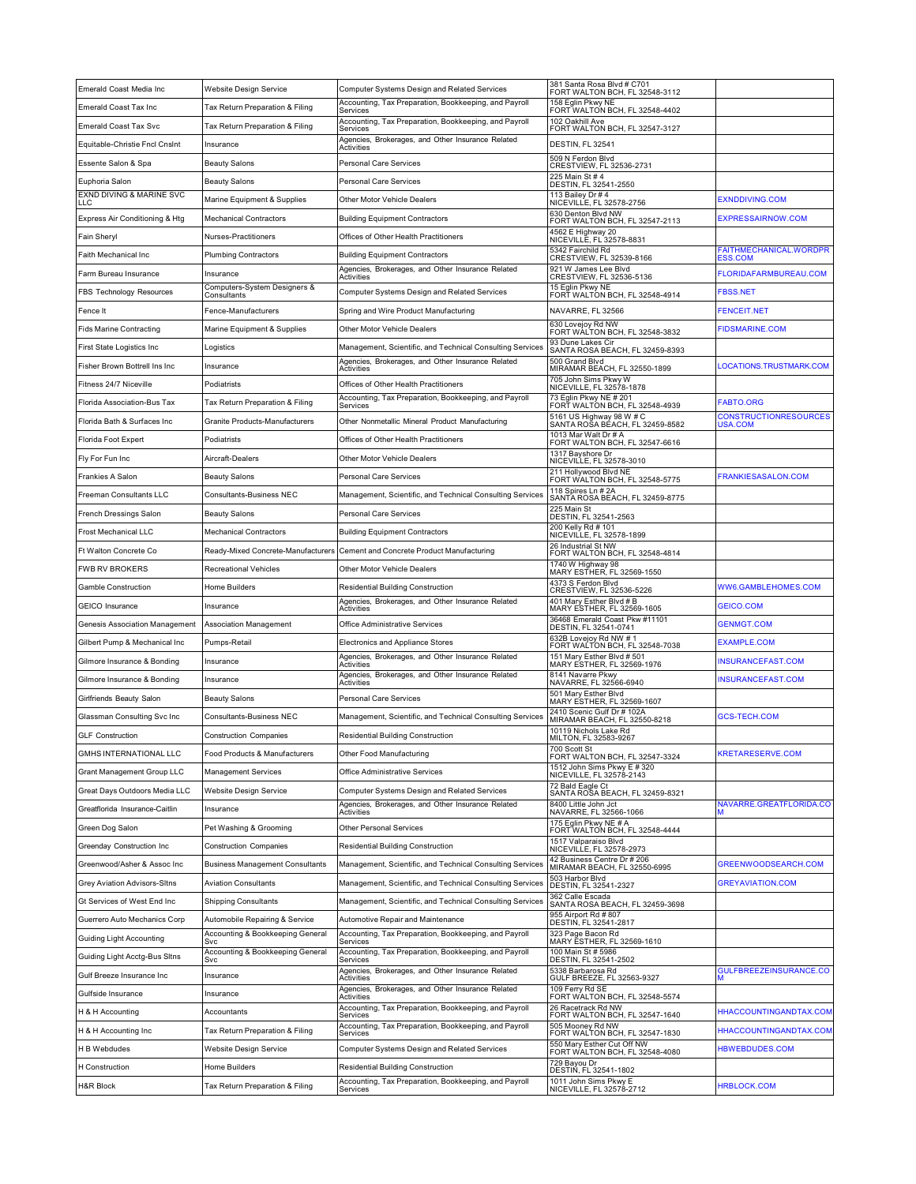| Emerald Coast Media Inc | Website Design Service | Computer Systems Design and Related Services | 381 Santa Rosa Blvd # C701 FORT WALTON BCH, FL 32548-3112 | |
|---|---|---|---|---|
| Emerald Coast Tax Inc | Tax Return Preparation & Filing | Accounting, Tax Preparation, Bookkeeping, and Payroll Services | 158 Eglin Pkwy NE FORT WALTON BCH, FL 32548-4402 | |
| Emerald Coast Tax Svc | Tax Return Preparation & Filing | Accounting, Tax Preparation, Bookkeeping, and Payroll Services | 102 Oakhill Ave FORT WALTON BCH, FL 32547-3127 | |
| Equitable-Christie Fncl Cnslnt | Insurance | Agencies, Brokerages, and Other Insurance Related Activities | DESTIN, FL 32541 | |
| Essente Salon & Spa | Beauty Salons | Personal Care Services | 509 N Ferdon Blvd CRESTVIEW, FL 32536-2731 | |
| Euphoria Salon | Beauty Salons | Personal Care Services | 225 Main St # 4 DESTIN, FL 32541-2550 | |
| EXND DIVING & MARINE SVC LLC | Marine Equipment & Supplies | Other Motor Vehicle Dealers | 113 Bailey Dr # 4 NICEVILLE, FL 32578-2756 | EXNDDIVING.COM |
| Express Air Conditioning & Htg | Mechanical Contractors | Building Equipment Contractors | 630 Denton Blvd NW FORT WALTON BCH, FL 32547-2113 | EXPRESSAIRNOW.COM |
| Fain Sheryl | Nurses-Practitioners | Offices of Other Health Practitioners | 4562 E Highway 20 NICEVILLE, FL 32578-8831 | |
| Faith Mechanical Inc | Plumbing Contractors | Building Equipment Contractors | 5342 Fairchild Rd CRESTVIEW, FL 32539-8166 | FAITHMECHANICAL.WORDPRESS.COM |
| Farm Bureau Insurance | Insurance | Agencies, Brokerages, and Other Insurance Related Activities | 921 W James Lee Blvd CRESTVIEW, FL 32536-5136 | FLORIDAFARMBUREAU.COM |
| FBS Technology Resources | Computers-System Designers & Consultants | Computer Systems Design and Related Services | 15 Eglin Pkwy NE FORT WALTON BCH, FL 32548-4914 | FBSS.NET |
| Fence It | Fence-Manufacturers | Spring and Wire Product Manufacturing | NAVARRE, FL 32566 | FENCEIT.NET |
| Fids Marine Contracting | Marine Equipment & Supplies | Other Motor Vehicle Dealers | 630 Lovejoy Rd NW FORT WALTON BCH, FL 32548-3832 | FIDSMARINE.COM |
| First State Logistics Inc | Logistics | Management, Scientific, and Technical Consulting Services | 93 Dune Lakes Cir SANTA ROSA BEACH, FL 32459-8393 | |
| Fisher Brown Bottrell Ins Inc | Insurance | Agencies, Brokerages, and Other Insurance Related Activities | 500 Grand Blvd MIRAMAR BEACH, FL 32550-1899 | LOCATIONS.TRUSTMARK.COM |
| Fitness 24/7 Niceville | Podiatrists | Offices of Other Health Practitioners | 705 John Sims Pkwy W NICEVILLE, FL 32578-1878 | |
| Florida Association-Bus Tax | Tax Return Preparation & Filing | Accounting, Tax Preparation, Bookkeeping, and Payroll Services | 73 Eglin Pkwy NE # 201 FORT WALTON BCH, FL 32548-4939 | FABTO.ORG |
| Florida Bath & Surfaces Inc | Granite Products-Manufacturers | Other Nonmetallic Mineral Product Manufacturing | 5161 US Highway 98 W # C SANTA ROSA BEACH, FL 32459-8582 | CONSTRUCTIONRESOURCESUSA.COM |
| Florida Foot Expert | Podiatrists | Offices of Other Health Practitioners | 1013 Mar Walt Dr # A FORT WALTON BCH, FL 32547-6616 | |
| Fly For Fun Inc | Aircraft-Dealers | Other Motor Vehicle Dealers | 1317 Bayshore Dr NICEVILLE, FL 32578-3010 | |
| Frankies A Salon | Beauty Salons | Personal Care Services | 211 Hollywood Blvd NE FORT WALTON BCH, FL 32548-5775 | FRANKIESASALON.COM |
| Freeman Consultants LLC | Consultants-Business NEC | Management, Scientific, and Technical Consulting Services | 118 Spires Ln # 2A SANTA ROSA BEACH, FL 32459-8775 | |
| French Dressings Salon | Beauty Salons | Personal Care Services | 225 Main St DESTIN, FL 32541-2563 | |
| Frost Mechanical LLC | Mechanical Contractors | Building Equipment Contractors | 200 Kelly Rd # 101 NICEVILLE, FL 32578-1899 | |
| Ft Walton Concrete Co | Ready-Mixed Concrete-Manufacturers | Cement and Concrete Product Manufacturing | 26 Industrial St NW FORT WALTON BCH, FL 32548-4814 | |
| FWB RV BROKERS | Recreational Vehicles | Other Motor Vehicle Dealers | 1740 W Highway 98 MARY ESTHER, FL 32569-1550 | |
| Gamble Construction | Home Builders | Residential Building Construction | 4373 S Ferdon Blvd CRESTVIEW, FL 32536-5226 | WW6.GAMBLEHOMES.COM |
| GEICO Insurance | Insurance | Agencies, Brokerages, and Other Insurance Related Activities | 401 Mary Esther Blvd # B MARY ESTHER, FL 32569-1605 | GEICO.COM |
| Genesis Association Management | Association Management | Office Administrative Services | 36468 Emerald Coast Pkw #11101 DESTIN, FL 32541-0741 | GENMGT.COM |
| Gilbert Pump & Mechanical Inc | Pumps-Retail | Electronics and Appliance Stores | 632B Lovejoy Rd NW # 1 FORT WALTON BCH, FL 32548-7038 | EXAMPLE.COM |
| Gilmore Insurance & Bonding | Insurance | Agencies, Brokerages, and Other Insurance Related Activities | 151 Mary Esther Blvd # 501 MARY ESTHER, FL 32569-1976 | INSURANCEFAST.COM |
| Gilmore Insurance & Bonding | Insurance | Agencies, Brokerages, and Other Insurance Related Activities | 8141 Navarre Pkwy NAVARRE, FL 32566-6940 | INSURANCEFAST.COM |
| Girlfriends Beauty Salon | Beauty Salons | Personal Care Services | 501 Mary Esther Blvd MARY ESTHER, FL 32569-1607 | |
| Glassman Consulting Svc Inc | Consultants-Business NEC | Management, Scientific, and Technical Consulting Services | 2410 Scenic Gulf Dr # 102A MIRAMAR BEACH, FL 32550-8218 | GCS-TECH.COM |
| GLF Construction | Construction Companies | Residential Building Construction | 10119 Nichols Lake Rd MILTON, FL 32583-9267 | |
| GMHS INTERNATIONAL LLC | Food Products & Manufacturers | Other Food Manufacturing | 700 Scott St FORT WALTON BCH, FL 32547-3324 | KRETARESERVE.COM |
| Grant Management Group LLC | Management Services | Office Administrative Services | 1512 John Sims Pkwy E # 320 NICEVILLE, FL 32578-2143 | |
| Great Days Outdoors Media LLC | Website Design Service | Computer Systems Design and Related Services | 72 Bald Eagle Ct SANTA ROSA BEACH, FL 32459-8321 | |
| Greatflorida Insurance-Caitlin | Insurance | Agencies, Brokerages, and Other Insurance Related Activities | 8400 Little John Jct NAVARRE, FL 32566-1066 | NAVARRE.GREATFLORIDA.COM |
| Green Dog Salon | Pet Washing & Grooming | Other Personal Services | 175 Eglin Pkwy NE # A FORT WALTON BCH, FL 32548-4444 | |
| Greenday Construction Inc | Construction Companies | Residential Building Construction | 1517 Valparaiso Blvd NICEVILLE, FL 32578-2973 | |
| Greenwood/Asher & Assoc Inc | Business Management Consultants | Management, Scientific, and Technical Consulting Services | 42 Business Centre Dr # 206 MIRAMAR BEACH, FL 32550-6995 | GREENWOODSEARCH.COM |
| Grey Aviation Advisors-Sltns | Aviation Consultants | Management, Scientific, and Technical Consulting Services | 503 Harbor Blvd DESTIN, FL 32541-2327 | GREYAVIATION.COM |
| Gt Services of West End Inc | Shipping Consultants | Management, Scientific, and Technical Consulting Services | 362 Calle Escada SANTA ROSA BEACH, FL 32459-3698 | |
| Guerrero Auto Mechanics Corp | Automobile Repairing & Service | Automotive Repair and Maintenance | 955 Airport Rd # 807 DESTIN, FL 32541-2817 | |
| Guiding Light Accounting | Accounting & Bookkeeping General Svc | Accounting, Tax Preparation, Bookkeeping, and Payroll Services | 323 Page Bacon Rd MARY ESTHER, FL 32569-1610 | |
| Guiding Light Acctg-Bus Sltns | Accounting & Bookkeeping General Svc | Accounting, Tax Preparation, Bookkeeping, and Payroll Services | 100 Main St # 5986 DESTIN, FL 32541-2502 | |
| Gulf Breeze Insurance Inc | Insurance | Agencies, Brokerages, and Other Insurance Related Activities | 5338 Barbarosa Rd GULF BREEZE, FL 32563-9327 | GULFBREEZEINSURANCE.COM |
| Gulfside Insurance | Insurance | Agencies, Brokerages, and Other Insurance Related Activities | 109 Ferry Rd SE FORT WALTON BCH, FL 32548-5574 | |
| H & H Accounting | Accountants | Accounting, Tax Preparation, Bookkeeping, and Payroll Services | 26 Racetrack Rd NW FORT WALTON BCH, FL 32547-1640 | HHACCOUNTINGANDTAX.COM |
| H & H Accounting Inc | Tax Return Preparation & Filing | Accounting, Tax Preparation, Bookkeeping, and Payroll Services | 505 Mooney Rd NW FORT WALTON BCH, FL 32547-1830 | HHACCOUNTINGANDTAX.COM |
| H B Webdudes | Website Design Service | Computer Systems Design and Related Services | 550 Mary Esther Cut Off NW FORT WALTON BCH, FL 32548-4080 | HBWEBDUDES.COM |
| H Construction | Home Builders | Residential Building Construction | 729 Bayou Dr DESTIN, FL 32541-1802 | |
| H&R Block | Tax Return Preparation & Filing | Accounting, Tax Preparation, Bookkeeping, and Payroll Services | 1011 John Sims Pkwy E NICEVILLE, FL 32578-2712 | HRBLOCK.COM |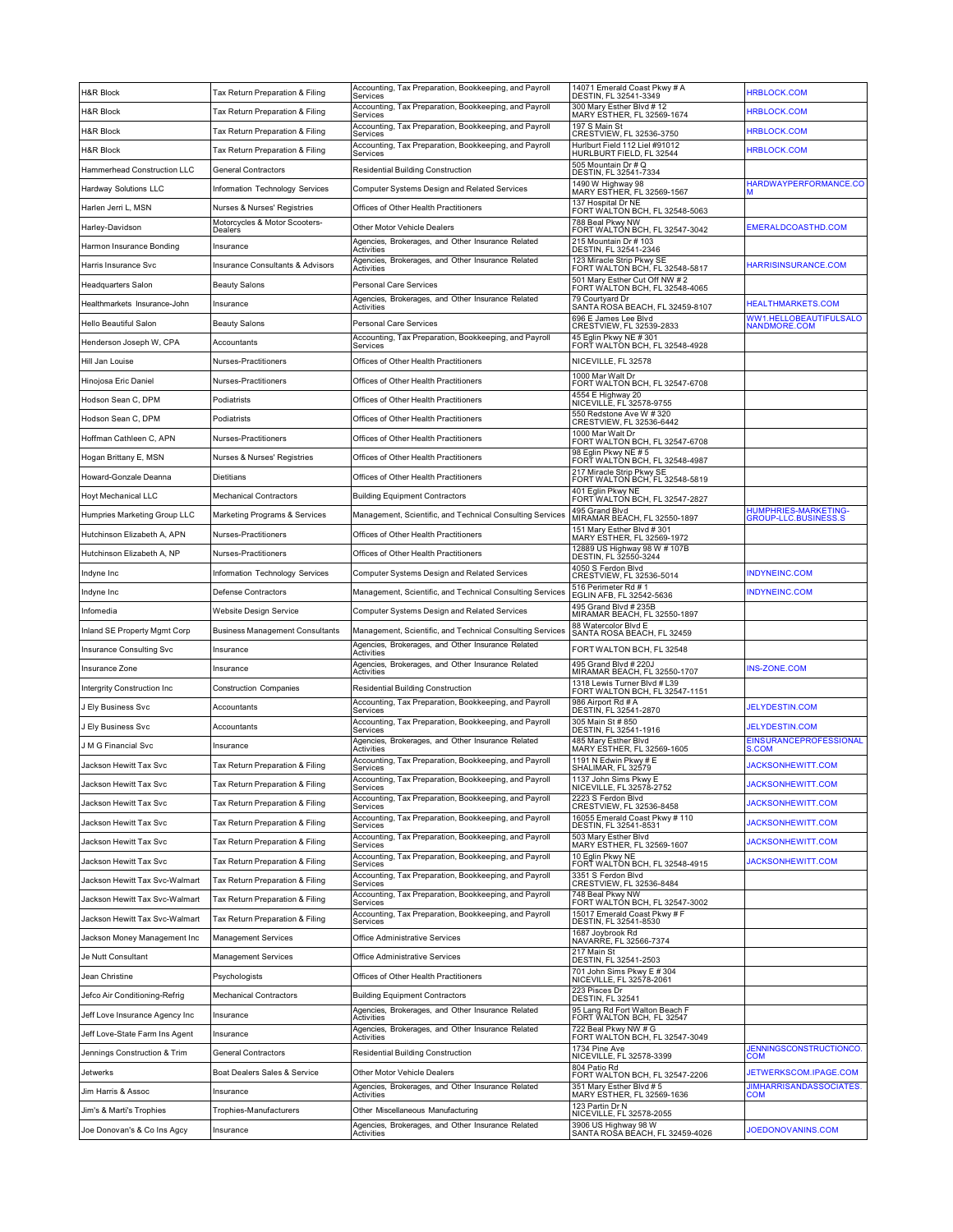| H&R Block | Tax Return Preparation & Filing | Accounting, Tax Preparation, Bookkeeping, and Payroll Services | 14071 Emerald Coast Pkwy # A DESTIN, FL 32541-3349 | HRBLOCK.COM |
|---|---|---|---|---|
| H&R Block | Tax Return Preparation & Filing | Accounting, Tax Preparation, Bookkeeping, and Payroll Services | 300 Mary Esther Blvd # 12 MARY ESTHER, FL 32569-1674 | HRBLOCK.COM |
| H&R Block | Tax Return Preparation & Filing | Accounting, Tax Preparation, Bookkeeping, and Payroll Services | 197 S Main St CRESTVIEW, FL 32536-3750 | HRBLOCK.COM |
| H&R Block | Tax Return Preparation & Filing | Accounting, Tax Preparation, Bookkeeping, and Payroll Services | Hurlburt Field 112 Liel #91012 HURLBURT FIELD, FL 32544 | HRBLOCK.COM |
| Hammerhead Construction LLC | General Contractors | Residential Building Construction | 505 Mountain Dr # Q DESTIN, FL 32541-7334 | |
| Hardway Solutions LLC | Information Technology Services | Computer Systems Design and Related Services | 1490 W Highway 98 MARY ESTHER, FL 32569-1567 | HARDWAYPERFORMANCE.COM |
| Harlen Jerri L, MSN | Nurses & Nurses' Registries | Offices of Other Health Practitioners | 137 Hospital Dr NE FORT WALTON BCH, FL 32548-5063 | |
| Harley-Davidson | Motorcycles & Motor Scooters-Dealers | Other Motor Vehicle Dealers | 788 Beal Pkwy NW FORT WALTON BCH, FL 32547-3042 | EMERALDCOASTHD.COM |
| Harmon Insurance Bonding | Insurance | Agencies, Brokerages, and Other Insurance Related Activities | 215 Mountain Dr # 103 DESTIN, FL 32541-2346 | |
| Harris Insurance Svc | Insurance Consultants & Advisors | Agencies, Brokerages, and Other Insurance Related Activities | 123 Miracle Strip Pkwy SE FORT WALTON BCH, FL 32548-5817 | HARRISINSURANCE.COM |
| Headquarters Salon | Beauty Salons | Personal Care Services | 501 Mary Esther Cut Off NW # 2 FORT WALTON BCH, FL 32548-4065 | |
| Healthmarkets Insurance-John | Insurance | Agencies, Brokerages, and Other Insurance Related Activities | 79 Courtyard Dr SANTA ROSA BEACH, FL 32459-8107 | HEALTHMARKETS.COM |
| Hello Beautiful Salon | Beauty Salons | Personal Care Services | 696 E James Lee Blvd CRESTVIEW, FL 32539-2833 | WW1.HELLOBEAUTIFULSALONANDMORE.COM |
| Henderson Joseph W, CPA | Accountants | Accounting, Tax Preparation, Bookkeeping, and Payroll Services | 45 Eglin Pkwy NE # 301 FORT WALTON BCH, FL 32548-4928 | |
| Hill Jan Louise | Nurses-Practitioners | Offices of Other Health Practitioners | NICEVILLE, FL 32578 | |
| Hinojosa Eric Daniel | Nurses-Practitioners | Offices of Other Health Practitioners | 1000 Mar Walt Dr FORT WALTON BCH, FL 32547-6708 | |
| Hodson Sean C, DPM | Podiatrists | Offices of Other Health Practitioners | 4554 E Highway 20 NICEVILLE, FL 32578-9755 | |
| Hodson Sean C, DPM | Podiatrists | Offices of Other Health Practitioners | 550 Redstone Ave W # 320 CRESTVIEW, FL 32536-6442 | |
| Hoffman Cathleen C, APN | Nurses-Practitioners | Offices of Other Health Practitioners | 1000 Mar Walt Dr FORT WALTON BCH, FL 32547-6708 | |
| Hogan Brittany E, MSN | Nurses & Nurses' Registries | Offices of Other Health Practitioners | 98 Eglin Pkwy NE # 5 FORT WALTON BCH, FL 32548-4987 | |
| Howard-Gonzale Deanna | Dietitians | Offices of Other Health Practitioners | 217 Miracle Strip Pkwy SE FORT WALTON BCH, FL 32548-5819 | |
| Hoyt Mechanical LLC | Mechanical Contractors | Building Equipment Contractors | 401 Eglin Pkwy NE FORT WALTON BCH, FL 32547-2827 | |
| Humpries Marketing Group LLC | Marketing Programs & Services | Management, Scientific, and Technical Consulting Services | 495 Grand Blvd MIRAMAR BEACH, FL 32550-1897 | HUMPHRIES-MARKETING-GROUP-LLC.BUSINESS.S |
| Hutchinson Elizabeth A, APN | Nurses-Practitioners | Offices of Other Health Practitioners | 151 Mary Esther Blvd # 301 MARY ESTHER, FL 32569-1972 | |
| Hutchinson Elizabeth A, NP | Nurses-Practitioners | Offices of Other Health Practitioners | 12889 US Highway 98 W # 107B DESTIN, FL 32550-3244 | |
| Indyne Inc | Information Technology Services | Computer Systems Design and Related Services | 4050 S Ferdon Blvd CRESTVIEW, FL 32536-5014 | INDYNEINC.COM |
| Indyne Inc | Defense Contractors | Management, Scientific, and Technical Consulting Services | 516 Perimeter Rd # 1 EGLIN AFB, FL 32542-5636 | INDYNEINC.COM |
| Infomedia | Website Design Service | Computer Systems Design and Related Services | 495 Grand Blvd # 235B MIRAMAR BEACH, FL 32550-1897 | |
| Inland SE Property Mgmt Corp | Business Management Consultants | Management, Scientific, and Technical Consulting Services | 88 Watercolor Blvd E SANTA ROSA BEACH, FL 32459 | |
| Insurance Consulting Svc | Insurance | Agencies, Brokerages, and Other Insurance Related Activities | FORT WALTON BCH, FL 32548 | |
| Insurance Zone | Insurance | Agencies, Brokerages, and Other Insurance Related Activities | 495 Grand Blvd # 220J MIRAMAR BEACH, FL 32550-1707 | INS-ZONE.COM |
| Intergrity Construction Inc | Construction Companies | Residential Building Construction | 1318 Lewis Turner Blvd # L39 FORT WALTON BCH, FL 32547-1151 | |
| J Ely Business Svc | Accountants | Accounting, Tax Preparation, Bookkeeping, and Payroll Services | 986 Airport Rd # A DESTIN, FL 32541-2870 | JELYDESTIN.COM |
| J Ely Business Svc | Accountants | Accounting, Tax Preparation, Bookkeeping, and Payroll Services | 305 Main St # 850 DESTIN, FL 32541-1916 | JELYDESTIN.COM |
| J M G Financial Svc | Insurance | Agencies, Brokerages, and Other Insurance Related Activities | 485 Mary Esther Blvd MARY ESTHER, FL 32569-1605 | EINSURANCEPROFESSIONALS.COM |
| Jackson Hewitt Tax Svc | Tax Return Preparation & Filing | Accounting, Tax Preparation, Bookkeeping, and Payroll Services | 1191 N Edwin Pkwy # E SHALIMAR, FL 32579 | JACKSONHEWITT.COM |
| Jackson Hewitt Tax Svc | Tax Return Preparation & Filing | Accounting, Tax Preparation, Bookkeeping, and Payroll Services | 1137 John Sims Pkwy E NICEVILLE, FL 32578-2752 | JACKSONHEWITT.COM |
| Jackson Hewitt Tax Svc | Tax Return Preparation & Filing | Accounting, Tax Preparation, Bookkeeping, and Payroll Services | 2223 S Ferdon Blvd CRESTVIEW, FL 32536-8458 | JACKSONHEWITT.COM |
| Jackson Hewitt Tax Svc | Tax Return Preparation & Filing | Accounting, Tax Preparation, Bookkeeping, and Payroll Services | 16055 Emerald Coast Pkwy # 110 DESTIN, FL 32541-8531 | JACKSONHEWITT.COM |
| Jackson Hewitt Tax Svc | Tax Return Preparation & Filing | Accounting, Tax Preparation, Bookkeeping, and Payroll Services | 503 Mary Esther Blvd MARY ESTHER, FL 32569-1607 | JACKSONHEWITT.COM |
| Jackson Hewitt Tax Svc | Tax Return Preparation & Filing | Accounting, Tax Preparation, Bookkeeping, and Payroll Services | 10 Eglin Pkwy NE FORT WALTON BCH, FL 32548-4915 | JACKSONHEWITT.COM |
| Jackson Hewitt Tax Svc-Walmart | Tax Return Preparation & Filing | Accounting, Tax Preparation, Bookkeeping, and Payroll Services | 3351 S Ferdon Blvd CRESTVIEW, FL 32536-8484 | |
| Jackson Hewitt Tax Svc-Walmart | Tax Return Preparation & Filing | Accounting, Tax Preparation, Bookkeeping, and Payroll Services | 748 Beal Pkwy NW FORT WALTON BCH, FL 32547-3002 | |
| Jackson Hewitt Tax Svc-Walmart | Tax Return Preparation & Filing | Accounting, Tax Preparation, Bookkeeping, and Payroll Services | 15017 Emerald Coast Pkwy # F DESTIN, FL 32541-8530 | |
| Jackson Money Management Inc | Management Services | Office Administrative Services | 1687 Joybrook Rd NAVARRE, FL 32566-7374 | |
| Je Nutt Consultant | Management Services | Office Administrative Services | 217 Main St DESTIN, FL 32541-2503 | |
| Jean Christine | Psychologists | Offices of Other Health Practitioners | 701 John Sims Pkwy E # 304 NICEVILLE, FL 32578-2061 | |
| Jefco Air Conditioning-Refrig | Mechanical Contractors | Building Equipment Contractors | 223 Pisces Dr DESTIN, FL 32541 | |
| Jeff Love Insurance Agency Inc | Insurance | Agencies, Brokerages, and Other Insurance Related Activities | 95 Lang Rd Fort Walton Beach F FORT WALTON BCH, FL 32547 | |
| Jeff Love-State Farm Ins Agent | Insurance | Agencies, Brokerages, and Other Insurance Related Activities | 722 Beal Pkwy NW # G FORT WALTON BCH, FL 32547-3049 | |
| Jennings Construction & Trim | General Contractors | Residential Building Construction | 1734 Pine Ave NICEVILLE, FL 32578-3399 | JENNINGSCONSTRUCTIONCO.COM |
| Jetwerks | Boat Dealers Sales & Service | Other Motor Vehicle Dealers | 804 Patio Rd FORT WALTON BCH, FL 32547-2206 | JETWERKSCOM.IPAGE.COM |
| Jim Harris & Assoc | Insurance | Agencies, Brokerages, and Other Insurance Related Activities | 351 Mary Esther Blvd # 5 MARY ESTHER, FL 32569-1636 | JIMHARRISANDASSOCIATES.COM |
| Jim's & Marti's Trophies | Trophies-Manufacturers | Other Miscellaneous Manufacturing | 123 Partin Dr N NICEVILLE, FL 32578-2055 | |
| Joe Donovan's & Co Ins Agcy | Insurance | Agencies, Brokerages, and Other Insurance Related Activities | 3906 US Highway 98 W SANTA ROSA BEACH, FL 32459-4026 | JOEDONOVANINS.COM |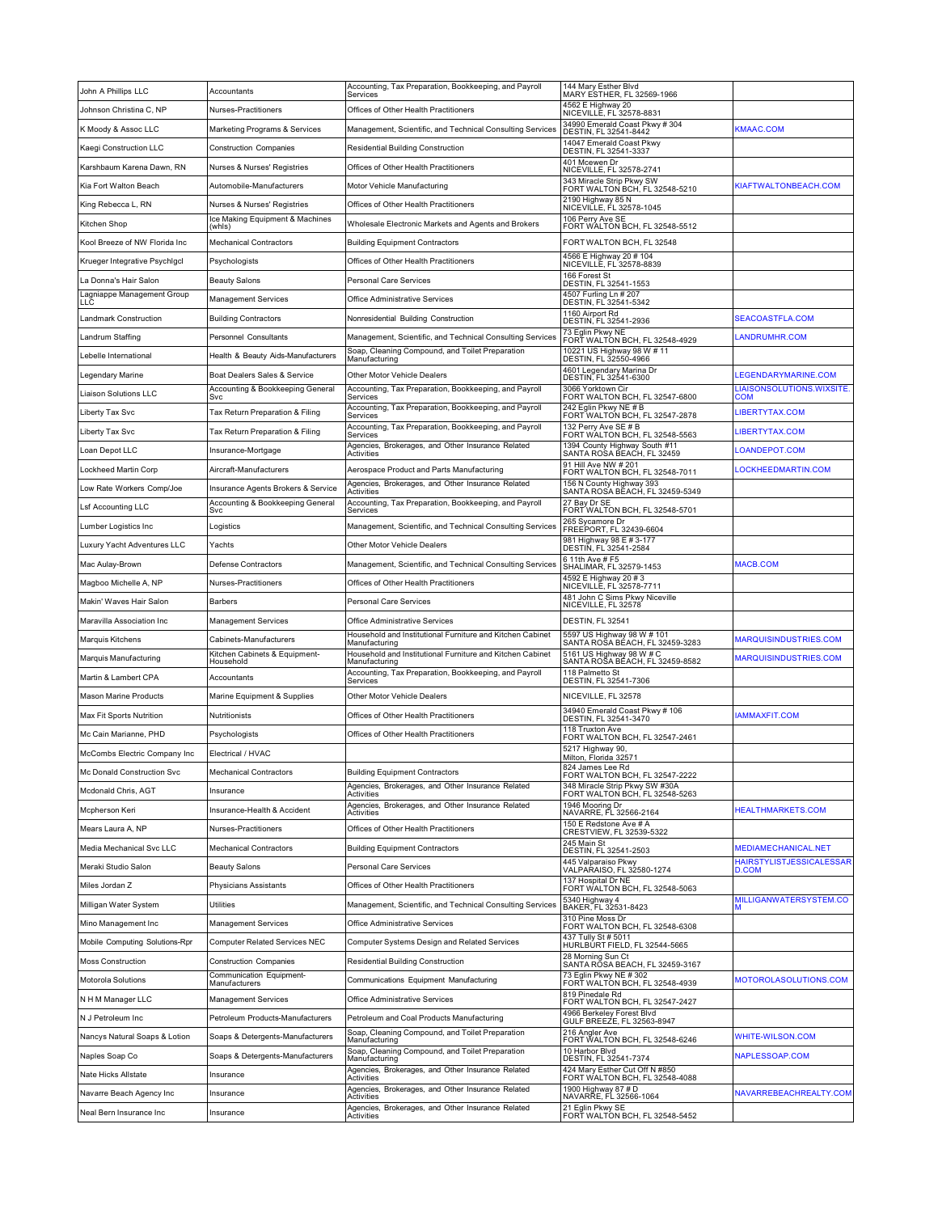| | | | | |
|---|---|---|---|---|
| John A Phillips LLC | Accountants | Accounting, Tax Preparation, Bookkeeping, and Payroll Services | 144 Mary Esther Blvd MARY ESTHER, FL 32569-1966 | |
| Johnson Christina C, NP | Nurses-Practitioners | Offices of Other Health Practitioners | 4562 E Highway 20 NICEVILLE, FL 32578-8831 | |
| K Moody & Assoc LLC | Marketing Programs & Services | Management, Scientific, and Technical Consulting Services | 34990 Emerald Coast Pkwy # 304 DESTIN, FL 32541-8442 | KMAAC.COM |
| Kaegi Construction LLC | Construction Companies | Residential Building Construction | 14047 Emerald Coast Pkwy DESTIN, FL 32541-3337 | |
| Karshbaum Karena Dawn, RN | Nurses & Nurses' Registries | Offices of Other Health Practitioners | 401 Mcewen Dr NICEVILLE, FL 32578-2741 | |
| Kia Fort Walton Beach | Automobile-Manufacturers | Motor Vehicle Manufacturing | 343 Miracle Strip Pkwy SW FORT WALTON BCH, FL 32548-5210 | KIAFTWALTONBEACH.COM |
| King Rebecca L, RN | Nurses & Nurses' Registries | Offices of Other Health Practitioners | 2190 Highway 85 N NICEVILLE, FL 32578-1045 | |
| Kitchen Shop | Ice Making Equipment & Machines (whls) | Wholesale Electronic Markets and Agents and Brokers | 106 Perry Ave SE FORT WALTON BCH, FL 32548-5512 | |
| Kool Breeze of NW Florida Inc | Mechanical Contractors | Building Equipment Contractors | FORT WALTON BCH, FL 32548 | |
| Krueger Integrative Psychlgcl | Psychologists | Offices of Other Health Practitioners | 4566 E Highway 20 # 104 NICEVILLE, FL 32578-8839 | |
| La Donna's Hair Salon | Beauty Salons | Personal Care Services | 166 Forest St DESTIN, FL 32541-1553 | |
| Lagniappe Management Group LLC | Management Services | Office Administrative Services | 4507 Furling Ln # 207 DESTIN, FL 32541-5342 | |
| Landmark Construction | Building Contractors | Nonresidential Building Construction | 1160 Airport Rd DESTIN, FL 32541-2936 | SEACOASTFLA.COM |
| Landrum Staffing | Personnel Consultants | Management, Scientific, and Technical Consulting Services | 73 Eglin Pkwy NE FORT WALTON BCH, FL 32548-4929 | LANDRUMHR.COM |
| Lebelle International | Health & Beauty Aids-Manufacturers | Soap, Cleaning Compound, and Toilet Preparation Manufacturing | 10221 US Highway 98 W # 11 DESTIN, FL 32550-4966 | |
| Legendary Marine | Boat Dealers Sales & Service | Other Motor Vehicle Dealers | 4601 Legendary Marina Dr DESTIN, FL 32541-6300 | LEGENDARYMARINE.COM |
| Liaison Solutions LLC | Accounting & Bookkeeping General Svc | Accounting, Tax Preparation, Bookkeeping, and Payroll Services | 3066 Yorktown Cir FORT WALTON BCH, FL 32547-6800 | LIAISONSOLUTIONS.WIXSITE.COM |
| Liberty Tax Svc | Tax Return Preparation & Filing | Accounting, Tax Preparation, Bookkeeping, and Payroll Services | 242 Eglin Pkwy NE # B FORT WALTON BCH, FL 32547-2878 | LIBERTYTAX.COM |
| Liberty Tax Svc | Tax Return Preparation & Filing | Accounting, Tax Preparation, Bookkeeping, and Payroll Services | 132 Perry Ave SE # B FORT WALTON BCH, FL 32548-5563 | LIBERTYTAX.COM |
| Loan Depot LLC | Insurance-Mortgage | Agencies, Brokerages, and Other Insurance Related Activities | 1394 County Highway South #11 SANTA ROSA BEACH, FL 32459 | LOANDEPOT.COM |
| Lockheed Martin Corp | Aircraft-Manufacturers | Aerospace Product and Parts Manufacturing | 91 Hill Ave NW # 201 FORT WALTON BCH, FL 32548-7011 | LOCKHEEDMARTIN.COM |
| Low Rate Workers Comp/Joe | Insurance Agents Brokers & Service | Agencies, Brokerages, and Other Insurance Related Activities | 156 N County Highway 393 SANTA ROSA BEACH, FL 32459-5349 | |
| Lsf Accounting LLC | Accounting & Bookkeeping General Svc | Accounting, Tax Preparation, Bookkeeping, and Payroll Services | 27 Bay Dr SE FORT WALTON BCH, FL 32548-5701 | |
| Lumber Logistics Inc | Logistics | Management, Scientific, and Technical Consulting Services | 265 Sycamore Dr FREEPORT, FL 32439-6604 | |
| Luxury Yacht Adventures LLC | Yachts | Other Motor Vehicle Dealers | 981 Highway 98 E # 3-177 DESTIN, FL 32541-2584 | |
| Mac Aulay-Brown | Defense Contractors | Management, Scientific, and Technical Consulting Services | 6 11th Ave # F5 SHALIMAR, FL 32579-1453 | MACB.COM |
| Magboo Michelle A, NP | Nurses-Practitioners | Offices of Other Health Practitioners | 4592 E Highway 20 # 3 NICEVILLE, FL 32578-7711 | |
| Makin' Waves Hair Salon | Barbers | Personal Care Services | 481 John C Sims Pkwy Niceville NICEVILLE, FL 32578 | |
| Maravilla Association Inc | Management Services | Office Administrative Services | DESTIN, FL 32541 | |
| Marquis Kitchens | Cabinets-Manufacturers | Household and Institutional Furniture and Kitchen Cabinet Manufacturing | 5597 US Highway 98 W # 101 SANTA ROSA BEACH, FL 32459-3283 | MARQUISINDUSTRIES.COM |
| Marquis Manufacturing | Kitchen Cabinets & Equipment-Household | Household and Institutional Furniture and Kitchen Cabinet Manufacturing | 5161 US Highway 98 W # C SANTA ROSA BEACH, FL 32459-8582 | MARQUISINDUSTRIES.COM |
| Martin & Lambert CPA | Accountants | Accounting, Tax Preparation, Bookkeeping, and Payroll Services | 118 Palmetto St DESTIN, FL 32541-7306 | |
| Mason Marine Products | Marine Equipment & Supplies | Other Motor Vehicle Dealers | NICEVILLE, FL 32578 | |
| Max Fit Sports Nutrition | Nutritionists | Offices of Other Health Practitioners | 34940 Emerald Coast Pkwy # 106 DESTIN, FL 32541-3470 | IAMMAXFIT.COM |
| Mc Cain Marianne, PHD | Psychologists | Offices of Other Health Practitioners | 118 Truxton Ave FORT WALTON BCH, FL 32547-2461 | |
| McCombs Electric Company Inc | Electrical / HVAC | | 5217 Highway 90, Milton, Florida 32571 | |
| Mc Donald Construction Svc | Mechanical Contractors | Building Equipment Contractors | 824 James Lee Rd FORT WALTON BCH, FL 32547-2222 | |
| Mcdonald Chris, AGT | Insurance | Agencies, Brokerages, and Other Insurance Related Activities | 348 Miracle Strip Pkwy SW #30A FORT WALTON BCH, FL 32548-5263 | |
| Mcpherson Keri | Insurance-Health & Accident | Agencies, Brokerages, and Other Insurance Related Activities | 1946 Mooring Dr NAVARRE, FL 32566-2164 | HEALTHMARKETS.COM |
| Mears Laura A, NP | Nurses-Practitioners | Offices of Other Health Practitioners | 150 E Redstone Ave # A CRESTVIEW, FL 32539-5322 | |
| Media Mechanical Svc LLC | Mechanical Contractors | Building Equipment Contractors | 245 Main St DESTIN, FL 32541-2503 | MEDIAMECHANICAL.NET |
| Meraki Studio Salon | Beauty Salons | Personal Care Services | 445 Valparaiso Pkwy VALPARAISO, FL 32580-1274 | HAIRSTYLISTJESSICALESSARD.COM |
| Miles Jordan Z | Physicians Assistants | Offices of Other Health Practitioners | 137 Hospital Dr NE FORT WALTON BCH, FL 32548-5063 | |
| Milligan Water System | Utilities | Management, Scientific, and Technical Consulting Services | 5340 Highway 4 BAKER, FL 32531-8423 | MILLIGANWATERSYSTEM.COM |
| Mino Management Inc | Management Services | Office Administrative Services | 310 Pine Moss Dr FORT WALTON BCH, FL 32548-6308 | |
| Mobile Computing Solutions-Rpr | Computer Related Services NEC | Computer Systems Design and Related Services | 437 Tully St # 5011 HURLBURT FIELD, FL 32544-5665 | |
| Moss Construction | Construction Companies | Residential Building Construction | 28 Morning Sun Ct SANTA ROSA BEACH, FL 32459-3167 | |
| Motorola Solutions | Communication Equipment-Manufacturers | Communications Equipment Manufacturing | 73 Eglin Pkwy NE # 302 FORT WALTON BCH, FL 32548-4939 | MOTOROLASOLUTIONS.COM |
| N H M Manager LLC | Management Services | Office Administrative Services | 819 Pinedale Rd FORT WALTON BCH, FL 32547-2427 | |
| N J Petroleum Inc | Petroleum Products-Manufacturers | Petroleum and Coal Products Manufacturing | 4966 Berkeley Forest Blvd GULF BREEZE, FL 32563-8947 | |
| Nancys Natural Soaps & Lotion | Soaps & Detergents-Manufacturers | Soap, Cleaning Compound, and Toilet Preparation Manufacturing | 216 Angler Ave FORT WALTON BCH, FL 32548-6246 | WHITE-WILSON.COM |
| Naples Soap Co | Soaps & Detergents-Manufacturers | Soap, Cleaning Compound, and Toilet Preparation Manufacturing | 10 Harbor Blvd DESTIN, FL 32541-7374 | NAPLESSOAP.COM |
| Nate Hicks Allstate | Insurance | Agencies, Brokerages, and Other Insurance Related Activities | 424 Mary Esther Cut Off N #850 FORT WALTON BCH, FL 32548-4088 | |
| Navarre Beach Agency Inc | Insurance | Agencies, Brokerages, and Other Insurance Related Activities | 1900 Highway 87 # D NAVARRE, FL 32566-1064 | NAVARREBEACHREALTY.COM |
| Neal Bern Insurance Inc | Insurance | Agencies, Brokerages, and Other Insurance Related Activities | 21 Eglin Pkwy SE FORT WALTON BCH, FL 32548-5452 | |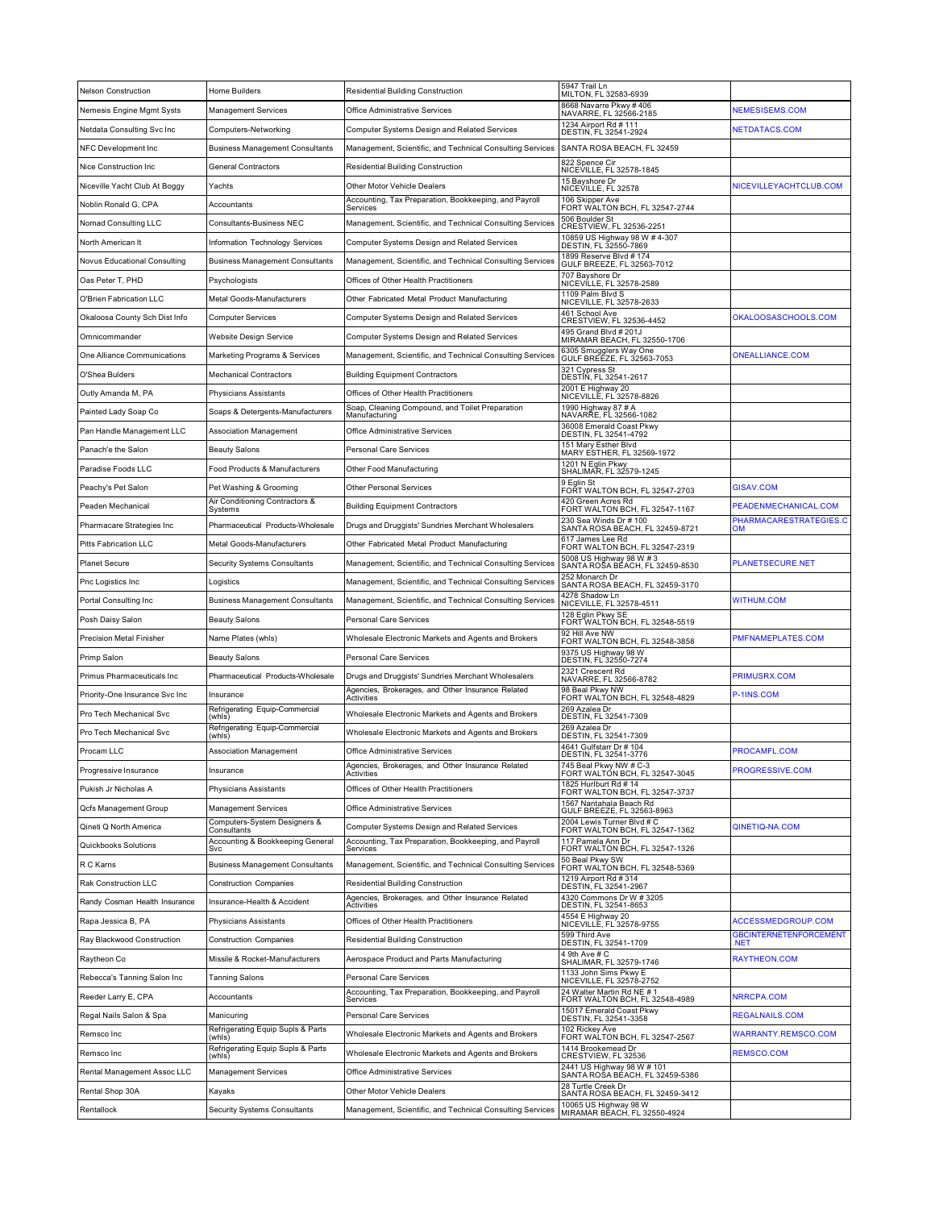| | | | | |
|---|---|---|---|---|
| Nelson Construction | Home Builders | Residential Building Construction | 5947 Trail Ln MILTON, FL 32583-6939 | |
| Nemesis Engine Mgmt Systs | Management Services | Office Administrative Services | 8668 Navarre Pkwy # 406 NAVARRE, FL 32566-2185 | NEMESISEMS.COM |
| Netdata Consulting Svc Inc | Computers-Networking | Computer Systems Design and Related Services | 1234 Airport Rd # 111 DESTIN, FL 32541-2924 | NETDATACS.COM |
| NFC Development Inc | Business Management Consultants | Management, Scientific, and Technical Consulting Services | SANTA ROSA BEACH, FL 32459 | |
| Nice Construction Inc | General Contractors | Residential Building Construction | 822 Spence Cir NICEVILLE, FL 32578-1845 | |
| Niceville Yacht Club At Boggy | Yachts | Other Motor Vehicle Dealers | 15 Bayshore Dr NICEVILLE, FL 32578 | NICEVILLEYACHTCLUB.COM |
| Noblin Ronald G, CPA | Accountants | Accounting, Tax Preparation, Bookkeeping, and Payroll Services | 106 Skipper Ave FORT WALTON BCH, FL 32547-2744 | |
| Nomad Consulting LLC | Consultants-Business NEC | Management, Scientific, and Technical Consulting Services | 506 Boulder St CRESTVIEW, FL 32536-2251 | |
| North American It | Information Technology Services | Computer Systems Design and Related Services | 10859 US Highway 98 W # 4-307 DESTIN, FL 32550-7869 | |
| Novus Educational Consulting | Business Management Consultants | Management, Scientific, and Technical Consulting Services | 1899 Reserve Blvd # 174 GULF BREEZE, FL 32563-7012 | |
| Oas Peter T, PHD | Psychologists | Offices of Other Health Practitioners | 707 Bayshore Dr NICEVILLE, FL 32578-2589 | |
| O'Brien Fabrication LLC | Metal Goods-Manufacturers | Other Fabricated Metal Product Manufacturing | 1109 Palm Blvd S NICEVILLE, FL 32578-2633 | |
| Okaloosa County Sch Dist Info | Computer Services | Computer Systems Design and Related Services | 461 School Ave CRESTVIEW, FL 32536-4452 | OKALOOSASCHOOLS.COM |
| Omnicommander | Website Design Service | Computer Systems Design and Related Services | 495 Grand Blvd # 201J MIRAMAR BEACH, FL 32550-1706 | |
| One Alliance Communications | Marketing Programs & Services | Management, Scientific, and Technical Consulting Services | 6305 Smugglers Way One GULF BREEZE, FL 32563-7053 | ONEALLIANCE.COM |
| O'Shea Bulders | Mechanical Contractors | Building Equipment Contractors | 321 Cypress St DESTIN, FL 32541-2617 | |
| Outly Amanda M, PA | Physicians Assistants | Offices of Other Health Practitioners | 2001 E Highway 20 NICEVILLE, FL 32578-8826 | |
| Painted Lady Soap Co | Soaps & Detergents-Manufacturers | Soap, Cleaning Compound, and Toilet Preparation Manufacturing | 1990 Highway 87 # A NAVARRE, FL 32566-1082 | |
| Pan Handle Management LLC | Association Management | Office Administrative Services | 36008 Emerald Coast Pkwy DESTIN, FL 32541-4792 | |
| Panach'e the Salon | Beauty Salons | Personal Care Services | 151 Mary Esther Blvd MARY ESTHER, FL 32569-1972 | |
| Paradise Foods LLC | Food Products & Manufacturers | Other Food Manufacturing | 1201 N Eglin Pkwy SHALIMAR, FL 32579-1245 | |
| Peachy's Pet Salon | Pet Washing & Grooming | Other Personal Services | 9 Eglin St FORT WALTON BCH, FL 32547-2703 | GISAV.COM |
| Peaden Mechanical | Air Conditioning Contractors & Systems | Building Equipment Contractors | 420 Green Acres Rd FORT WALTON BCH, FL 32547-1167 | PEADENMECHANICAL.COM |
| Pharmacare Strategies Inc | Pharmaceutical Products-Wholesale | Drugs and Druggists' Sundries Merchant Wholesalers | 230 Sea Winds Dr # 100 SANTA ROSA BEACH, FL 32459-8721 | PHARMACARESTRATEGIES.COM |
| Pitts Fabrication LLC | Metal Goods-Manufacturers | Other Fabricated Metal Product Manufacturing | 617 James Lee Rd FORT WALTON BCH, FL 32547-2319 | |
| Planet Secure | Security Systems Consultants | Management, Scientific, and Technical Consulting Services | 5008 US Highway 98 W # 3 SANTA ROSA BEACH, FL 32459-8530 | PLANETSECURE.NET |
| Pnc Logistics Inc | Logistics | Management, Scientific, and Technical Consulting Services | 252 Monarch Dr SANTA ROSA BEACH, FL 32459-3170 | |
| Portal Consulting Inc | Business Management Consultants | Management, Scientific, and Technical Consulting Services | 4278 Shadow Ln NICEVILLE, FL 32578-4511 | WITHUM.COM |
| Posh Daisy Salon | Beauty Salons | Personal Care Services | 128 Eglin Pkwy SE FORT WALTON BCH, FL 32548-5519 | |
| Precision Metal Finisher | Name Plates (whls) | Wholesale Electronic Markets and Agents and Brokers | 92 Hill Ave NW FORT WALTON BCH, FL 32548-3858 | PMFNAMEPLATES.COM |
| Primp Salon | Beauty Salons | Personal Care Services | 9375 US Highway 98 W DESTIN, FL 32550-7274 | |
| Primus Pharmaceuticals Inc | Pharmaceutical Products-Wholesale | Drugs and Druggists' Sundries Merchant Wholesalers | 2321 Crescent Rd NAVARRE, FL 32566-8782 | PRIMUSRX.COM |
| Priority-One Insurance Svc Inc | Insurance | Agencies, Brokerages, and Other Insurance Related Activities | 98 Beal Pkwy NW FORT WALTON BCH, FL 32548-4829 | P-1INS.COM |
| Pro Tech Mechanical Svc | Refrigerating Equip-Commercial (whls) | Wholesale Electronic Markets and Agents and Brokers | 269 Azalea Dr DESTIN, FL 32541-7309 | |
| Pro Tech Mechanical Svc | Refrigerating Equip-Commercial (whls) | Wholesale Electronic Markets and Agents and Brokers | 269 Azalea Dr DESTIN, FL 32541-7309 | |
| Procam LLC | Association Management | Office Administrative Services | 4641 Gulfstarr Dr # 104 DESTIN, FL 32541-3776 | PROCAMFL.COM |
| Progressive Insurance | Insurance | Agencies, Brokerages, and Other Insurance Related Activities | 745 Beal Pkwy NW # C-3 FORT WALTON BCH, FL 32547-3045 | PROGRESSIVE.COM |
| Pukish Jr Nicholas A | Physicians Assistants | Offices of Other Health Practitioners | 1825 Hurlburt Rd # 14 FORT WALTON BCH, FL 32547-3737 | |
| Qcfs Management Group | Management Services | Office Administrative Services | 1567 Nantahala Beach Rd GULF BREEZE, FL 32563-8963 | |
| Qineti Q North America | Computers-System Designers & Consultants | Computer Systems Design and Related Services | 2004 Lewis Turner Blvd # C FORT WALTON BCH, FL 32547-1362 | QINETIQ-NA.COM |
| Quickbooks Solutions | Accounting & Bookkeeping General Svc | Accounting, Tax Preparation, Bookkeeping, and Payroll Services | 117 Pamela Ann Dr FORT WALTON BCH, FL 32547-1326 | |
| R C Karns | Business Management Consultants | Management, Scientific, and Technical Consulting Services | 50 Beal Pkwy SW FORT WALTON BCH, FL 32548-5369 | |
| Rak Construction LLC | Construction Companies | Residential Building Construction | 1219 Airport Rd # 314 DESTIN, FL 32541-2967 | |
| Randy Cosman Health Insurance | Insurance-Health & Accident | Agencies, Brokerages, and Other Insurance Related Activities | 4320 Commons Dr W # 3205 DESTIN, FL 32541-8653 | |
| Rapa Jessica B, PA | Physicians Assistants | Offices of Other Health Practitioners | 4554 E Highway 20 NICEVILLE, FL 32578-9755 | ACCESSMEDGROUP.COM |
| Ray Blackwood Construction | Construction Companies | Residential Building Construction | 599 Third Ave DESTIN, FL 32541-1709 | GBCINTERNETENFORCEMENT.NET |
| Raytheon Co | Missile & Rocket-Manufacturers | Aerospace Product and Parts Manufacturing | 4 9th Ave # C SHALIMAR, FL 32579-1746 | RAYTHEON.COM |
| Rebecca's Tanning Salon Inc | Tanning Salons | Personal Care Services | 1133 John Sims Pkwy E NICEVILLE, FL 32578-2752 | |
| Reeder Larry E, CPA | Accountants | Accounting, Tax Preparation, Bookkeeping, and Payroll Services | 24 Walter Martin Rd NE # 1 FORT WALTON BCH, FL 32548-4989 | NRRCPA.COM |
| Regal Nails Salon & Spa | Manicuring | Personal Care Services | 15017 Emerald Coast Pkwy DESTIN, FL 32541-3358 | REGALNAILS.COM |
| Remsco Inc | Refrigerating Equip Supls & Parts (whls) | Wholesale Electronic Markets and Agents and Brokers | 102 Rickey Ave FORT WALTON BCH, FL 32547-2567 | WARRANTY.REMSCO.COM |
| Remsco Inc | Refrigerating Equip Supls & Parts (whls) | Wholesale Electronic Markets and Agents and Brokers | 1414 Brookemead Dr CRESTVIEW, FL 32536 | REMSCO.COM |
| Rental Management Assoc LLC | Management Services | Office Administrative Services | 2441 US Highway 98 W # 101 SANTA ROSA BEACH, FL 32459-5386 | |
| Rental Shop 30A | Kayaks | Other Motor Vehicle Dealers | 28 Turtle Creek Dr SANTA ROSA BEACH, FL 32459-3412 | |
| Rentallock | Security Systems Consultants | Management, Scientific, and Technical Consulting Services | 10065 US Highway 98 W MIRAMAR BEACH, FL 32550-4924 | |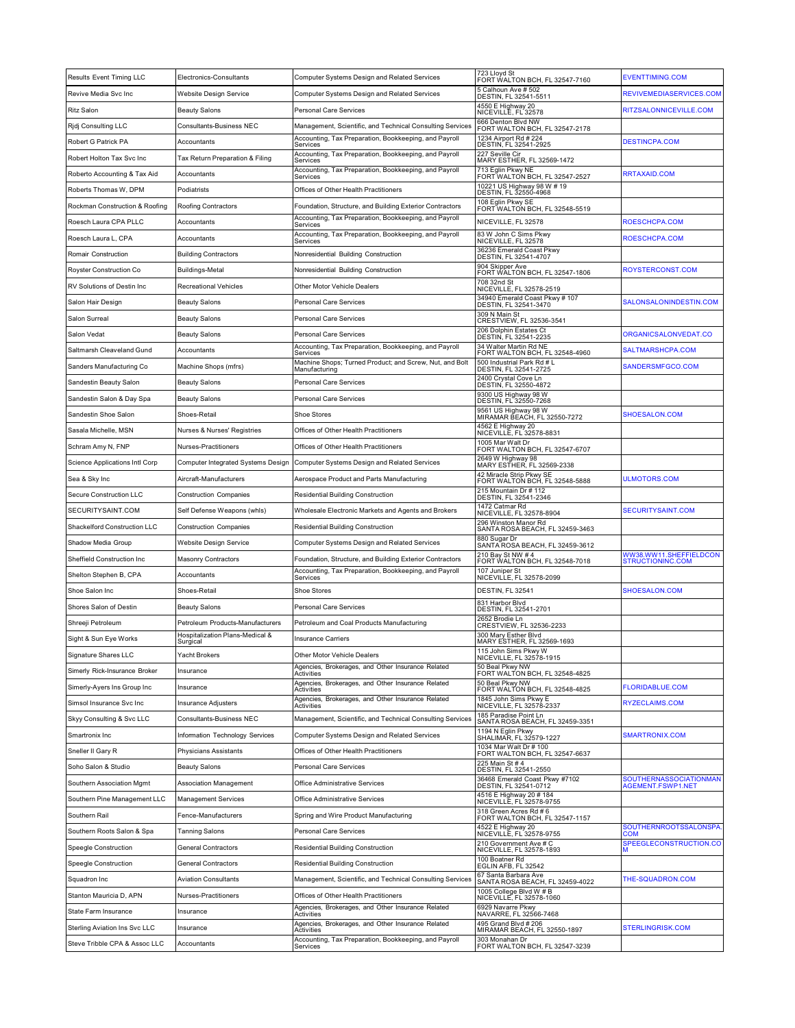| | | | | |
|---|---|---|---|---|
| Results Event Timing LLC | Electronics-Consultants | Computer Systems Design and Related Services | 723 Lloyd St<br>FORT WALTON BCH, FL 32547-7160 | EVENTTIMING.COM |
| Revive Media Svc Inc | Website Design Service | Computer Systems Design and Related Services | 5 Calhoun Ave # 502<br>DESTIN, FL 32541-5511 | REVIVEMEDIASERVICES.COM |
| Ritz Salon | Beauty Salons | Personal Care Services | 4550 E Highway 20<br>NICEVILLE, FL 32578 | RITZSALONNICEVILLE.COM |
| Rjdj Consulting LLC | Consultants-Business NEC | Management, Scientific, and Technical Consulting Services | 666 Denton Blvd NW<br>FORT WALTON BCH, FL 32547-2178 | |
| Robert G Patrick PA | Accountants | Accounting, Tax Preparation, Bookkeeping, and Payroll Services | 1234 Airport Rd # 224<br>DESTIN, FL 32541-2925 | DESTINCPA.COM |
| Robert Holton Tax Svc Inc | Tax Return Preparation & Filing | Accounting, Tax Preparation, Bookkeeping, and Payroll Services | 227 Seville Cir<br>MARY ESTHER, FL 32569-1472 | |
| Roberto Accounting & Tax Aid | Accountants | Accounting, Tax Preparation, Bookkeeping, and Payroll Services | 713 Eglin Pkwy NE<br>FORT WALTON BCH, FL 32547-2527 | RRTAXAID.COM |
| Roberts Thomas W, DPM | Podiatrists | Offices of Other Health Practitioners | 10221 US Highway 98 W # 19<br>DESTIN, FL 32550-4968 | |
| Rockman Construction & Roofing | Roofing Contractors | Foundation, Structure, and Building Exterior Contractors | 108 Eglin Pkwy SE<br>FORT WALTON BCH, FL 32548-5519 | |
| Roesch Laura CPA PLLC | Accountants | Accounting, Tax Preparation, Bookkeeping, and Payroll Services | NICEVILLE, FL 32578 | ROESCHCPA.COM |
| Roesch Laura L, CPA | Accountants | Accounting, Tax Preparation, Bookkeeping, and Payroll Services | 83 W John C Sims Pkwy<br>NICEVILLE, FL 32578 | ROESCHCPA.COM |
| Romair Construction | Building Contractors | Nonresidential Building Construction | 36236 Emerald Coast Pkwy<br>DESTIN, FL 32541-4707 | |
| Royster Construction Co | Buildings-Metal | Nonresidential Building Construction | 904 Skipper Ave<br>FORT WALTON BCH, FL 32547-1806 | ROYSTERCONST.COM |
| RV Solutions of Destin Inc | Recreational Vehicles | Other Motor Vehicle Dealers | 708 32nd St<br>NICEVILLE, FL 32578-2519 | |
| Salon Hair Design | Beauty Salons | Personal Care Services | 34940 Emerald Coast Pkwy # 107<br>DESTIN, FL 32541-3470 | SALONSALONINDESTIN.COM |
| Salon Surreal | Beauty Salons | Personal Care Services | 309 N Main St<br>CRESTVIEW, FL 32536-3541 | |
| Salon Vedat | Beauty Salons | Personal Care Services | 206 Dolphin Estates Ct<br>DESTIN, FL 32541-2235 | ORGANICSALONVEDAT.CO |
| Saltmarsh Cleaveland Gund | Accountants | Accounting, Tax Preparation, Bookkeeping, and Payroll Services | 34 Walter Martin Rd NE<br>FORT WALTON BCH, FL 32548-4960 | SALTMARSHCPA.COM |
| Sanders Manufacturing Co | Machine Shops (mfrs) | Machine Shops; Turned Product; and Screw, Nut, and Bolt Manufacturing | 500 Industrial Park Rd # L<br>DESTIN, FL 32541-2725 | SANDERSMFGCO.COM |
| Sandestin Beauty Salon | Beauty Salons | Personal Care Services | 2400 Crystal Cove Ln<br>DESTIN, FL 32550-4872 | |
| Sandestin Salon & Day Spa | Beauty Salons | Personal Care Services | 9300 US Highway 98 W<br>DESTIN, FL 32550-7268 | |
| Sandestin Shoe Salon | Shoes-Retail | Shoe Stores | 9561 US Highway 98 W<br>MIRAMAR BEACH, FL 32550-7272 | SHOESALON.COM |
| Sasala Michelle, MSN | Nurses & Nurses' Registries | Offices of Other Health Practitioners | 4562 E Highway 20<br>NICEVILLE, FL 32578-8831 | |
| Schram Amy N, FNP | Nurses-Practitioners | Offices of Other Health Practitioners | 1005 Mar Walt Dr<br>FORT WALTON BCH, FL 32547-6707 | |
| Science Applications Intl Corp | Computer Integrated Systems Design | Computer Systems Design and Related Services | 2649 W Highway 98<br>MARY ESTHER, FL 32569-2338 | |
| Sea & Sky Inc | Aircraft-Manufacturers | Aerospace Product and Parts Manufacturing | 42 Miracle Strip Pkwy SE<br>FORT WALTON BCH, FL 32548-5888 | ULMOTORS.COM |
| Secure Construction LLC | Construction Companies | Residential Building Construction | 215 Mountain Dr # 112<br>DESTIN, FL 32541-2346 | |
| SECURITYSAINT.COM | Self Defense Weapons (whls) | Wholesale Electronic Markets and Agents and Brokers | 1472 Catmar Rd<br>NICEVILLE, FL 32578-8904 | SECURITYSAINT.COM |
| Shackelford Construction LLC | Construction Companies | Residential Building Construction | 296 Winston Manor Rd<br>SANTA ROSA BEACH, FL 32459-3463 | |
| Shadow Media Group | Website Design Service | Computer Systems Design and Related Services | 880 Sugar Dr<br>SANTA ROSA BEACH, FL 32459-3612 | |
| Sheffield Construction Inc | Masonry Contractors | Foundation, Structure, and Building Exterior Contractors | 210 Bay St NW # 4<br>FORT WALTON BCH, FL 32548-7018 | WW38.WW11.SHEFFIELDCONSTRUCTIONINC.COM |
| Shelton Stephen B, CPA | Accountants | Accounting, Tax Preparation, Bookkeeping, and Payroll Services | 107 Juniper St<br>NICEVILLE, FL 32578-2099 | |
| Shoe Salon Inc | Shoes-Retail | Shoe Stores | DESTIN, FL 32541 | SHOESALON.COM |
| Shores Salon of Destin | Beauty Salons | Personal Care Services | 831 Harbor Blvd<br>DESTIN, FL 32541-2701 | |
| Shreeji Petroleum | Petroleum Products-Manufacturers | Petroleum and Coal Products Manufacturing | 2652 Brodie Ln<br>CRESTVIEW, FL 32536-2233 | |
| Sight & Sun Eye Works | Hospitalization Plans-Medical & Surgical | Insurance Carriers | 300 Mary Esther Blvd<br>MARY ESTHER, FL 32569-1693 | |
| Signature Shares LLC | Yacht Brokers | Other Motor Vehicle Dealers | 115 John Sims Pkwy W<br>NICEVILLE, FL 32578-1915 | |
| Simerly Rick-Insurance Broker | Insurance | Agencies, Brokerages, and Other Insurance Related Activities | 50 Beal Pkwy NW<br>FORT WALTON BCH, FL 32548-4825 | |
| Simerly-Ayers Ins Group Inc | Insurance | Agencies, Brokerages, and Other Insurance Related Activities | 50 Beal Pkwy NW<br>FORT WALTON BCH, FL 32548-4825 | FLORIDABLUE.COM |
| Simsol Insurance Svc Inc | Insurance Adjusters | Agencies, Brokerages, and Other Insurance Related Activities | 1845 John Sims Pkwy E<br>NICEVILLE, FL 32578-2337 | RYZECLAIMS.COM |
| Skyy Consulting & Svc LLC | Consultants-Business NEC | Management, Scientific, and Technical Consulting Services | 185 Paradise Point Ln<br>SANTA ROSA BEACH, FL 32459-3351 | |
| Smartronix Inc | Information Technology Services | Computer Systems Design and Related Services | 1194 N Eglin Pkwy<br>SHALIMAR, FL 32579-1227 | SMARTRONIX.COM |
| Sneller II Gary R | Physicians Assistants | Offices of Other Health Practitioners | 1034 Mar Walt Dr # 100<br>FORT WALTON BCH, FL 32547-6637 | |
| Soho Salon & Studio | Beauty Salons | Personal Care Services | 225 Main St # 4<br>DESTIN, FL 32541-2550 | |
| Southern Association Mgmt | Association Management | Office Administrative Services | 36468 Emerald Coast Pkwy #7102<br>DESTIN, FL 32541-0712 | SOUTHERNASSOCIATIONMANAGEMENT.FSWP1.NET |
| Southern Pine Management LLC | Management Services | Office Administrative Services | 4516 E Highway 20 # 184<br>NICEVILLE, FL 32578-9755 | |
| Southern Rail | Fence-Manufacturers | Spring and Wire Product Manufacturing | 318 Green Acres Rd # 6<br>FORT WALTON BCH, FL 32547-1157 | |
| Southern Roots Salon & Spa | Tanning Salons | Personal Care Services | 4522 E Highway 20<br>NICEVILLE, FL 32578-9755 | SOUTHERNROOTSSALONSPA.COM |
| Speegle Construction | General Contractors | Residential Building Construction | 210 Government Ave # C<br>NICEVILLE, FL 32578-1893 | SPEEGLECONSTRUCTION.COM |
| Speegle Construction | General Contractors | Residential Building Construction | 100 Boatner Rd<br>EGLIN AFB, FL 32542 | |
| Squadron Inc | Aviation Consultants | Management, Scientific, and Technical Consulting Services | 67 Santa Barbara Ave<br>SANTA ROSA BEACH, FL 32459-4022 | THE-SQUADRON.COM |
| Stanton Mauricia D, APN | Nurses-Practitioners | Offices of Other Health Practitioners | 1005 College Blvd W # B<br>NICEVILLE, FL 32578-1060 | |
| State Farm Insurance | Insurance | Agencies, Brokerages, and Other Insurance Related Activities | 6929 Navarre Pkwy<br>NAVARRE, FL 32566-7468 | |
| Sterling Aviation Ins Svc LLC | Insurance | Agencies, Brokerages, and Other Insurance Related Activities | 495 Grand Blvd # 206<br>MIRAMAR BEACH, FL 32550-1897 | STERLINGRISK.COM |
| Steve Tribble CPA & Assoc LLC | Accountants | Accounting, Tax Preparation, Bookkeeping, and Payroll Services | 303 Monahan Dr<br>FORT WALTON BCH, FL 32547-3239 | |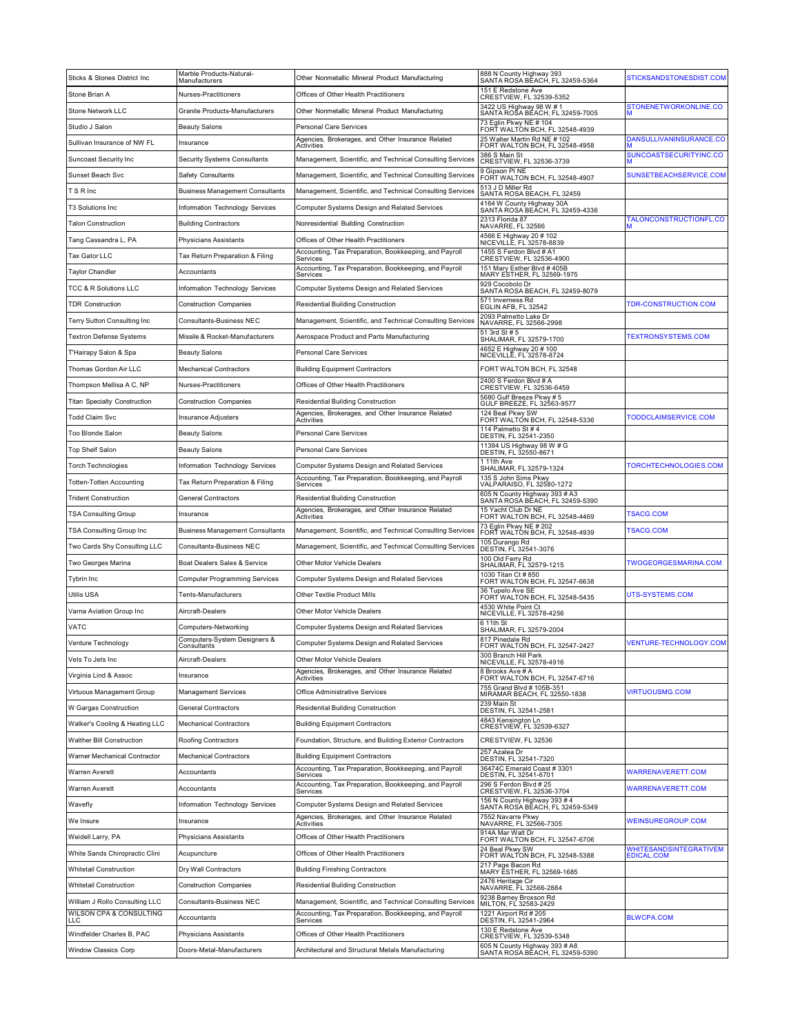| | | | | |
|---|---|---|---|---|
| Sticks & Stones District Inc | Marble Products-Natural-Manufacturers | Other Nonmetallic Mineral Product Manufacturing | 888 N County Highway 393 SANTA ROSA BEACH, FL 32459-5364 | STICKSANDSTONESDIST.COM |
| Stone Brian A | Nurses-Practitioners | Offices of Other Health Practitioners | 151 E Redstone Ave CRESTVIEW, FL 32539-5352 | |
| Stone Network LLC | Granite Products-Manufacturers | Other Nonmetallic Mineral Product Manufacturing | 3422 US Highway 98 W # 1 SANTA ROSA BEACH, FL 32459-7005 | STONENETWORKONLINE.COM |
| Studio J Salon | Beauty Salons | Personal Care Services | 73 Eglin Pkwy NE # 104 FORT WALTON BCH, FL 32548-4939 | |
| Sullivan Insurance of NW FL | Insurance | Agencies, Brokerages, and Other Insurance Related Activities | 25 Walter Martin Rd NE # 102 FORT WALTON BCH, FL 32548-4958 | DANSULLIVANINSURANCE.COM |
| Suncoast Security Inc | Security Systems Consultants | Management, Scientific, and Technical Consulting Services | 386 S Main St CRESTVIEW, FL 32536-3739 | SUNCOASTSECURITYINC.COM |
| Sunset Beach Svc | Safety Consultants | Management, Scientific, and Technical Consulting Services | 9 Gipson Pl NE FORT WALTON BCH, FL 32548-4907 | SUNSETBEACHSERVICE.COM |
| T S R Inc | Business Management Consultants | Management, Scientific, and Technical Consulting Services | 513 J D Miller Rd SANTA ROSA BEACH, FL 32459 | |
| T3 Solutions Inc | Information Technology Services | Computer Systems Design and Related Services | 4164 W County Highway 30A SANTA ROSA BEACH, FL 32459-4336 | |
| Talon Construction | Building Contractors | Nonresidential Building Construction | 2313 Florida 87 NAVARRE, FL 32566 | TALONCONSTRUCTIONFL.COM |
| Tang Cassandra L, PA | Physicians Assistants | Offices of Other Health Practitioners | 4566 E Highway 20 # 102 NICEVILLE, FL 32578-8839 | |
| Tax Gator LLC | Tax Return Preparation & Filing | Accounting, Tax Preparation, Bookkeeping, and Payroll Services | 1455 S Ferdon Blvd # A1 CRESTVIEW, FL 32536-4900 | |
| Taylor Chandler | Accountants | Accounting, Tax Preparation, Bookkeeping, and Payroll Services | 151 Mary Esther Blvd # 405B MARY ESTHER, FL 32569-1975 | |
| TCC & R Solutions LLC | Information Technology Services | Computer Systems Design and Related Services | 929 Cocobolo Dr SANTA ROSA BEACH, FL 32459-8079 | |
| TDR Construction | Construction Companies | Residential Building Construction | 571 Inverness Rd EGLIN AFB, FL 32542 | TDR-CONSTRUCTION.COM |
| Terry Sutton Consulting Inc | Consultants-Business NEC | Management, Scientific, and Technical Consulting Services | 2093 Palmetto Lake Dr NAVARRE, FL 32566-2998 | |
| Textron Defense Systems | Missile & Rocket-Manufacturers | Aerospace Product and Parts Manufacturing | 51 3rd St # 5 SHALIMAR, FL 32579-1700 | TEXTRONSYSTEMS.COM |
| T'Hairapy Salon & Spa | Beauty Salons | Personal Care Services | 4652 E Highway 20 # 100 NICEVILLE, FL 32578-8724 | |
| Thomas Gordon Air LLC | Mechanical Contractors | Building Equipment Contractors | FORT WALTON BCH, FL 32548 | |
| Thompson Mellisa A C, NP | Nurses-Practitioners | Offices of Other Health Practitioners | 2400 S Ferdon Blvd # A CRESTVIEW, FL 32536-6459 | |
| Titan Specialty Construction | Construction Companies | Residential Building Construction | 5680 Gulf Breeze Pkwy # 5 GULF BREEZE, FL 32563-9577 | |
| Todd Claim Svc | Insurance Adjusters | Agencies, Brokerages, and Other Insurance Related Activities | 124 Beal Pkwy SW FORT WALTON BCH, FL 32548-5336 | TODDCLAIMSERVICE.COM |
| Too Blonde Salon | Beauty Salons | Personal Care Services | 114 Palmetto St # 4 DESTIN, FL 32541-2350 | |
| Top Shelf Salon | Beauty Salons | Personal Care Services | 11394 US Highway 98 W # G DESTIN, FL 32550-8671 | |
| Torch Technologies | Information Technology Services | Computer Systems Design and Related Services | 1 11th Ave SHALIMAR, FL 32579-1324 | TORCHTECHNOLOGIES.COM |
| Totten-Totten Accounting | Tax Return Preparation & Filing | Accounting, Tax Preparation, Bookkeeping, and Payroll Services | 135 S John Sims Pkwy VALPARAISO, FL 32580-1272 | |
| Trident Construction | General Contractors | Residential Building Construction | 605 N County Highway 393 # A3 SANTA ROSA BEACH, FL 32459-5390 | |
| TSA Consulting Group | Insurance | Agencies, Brokerages, and Other Insurance Related Activities | 15 Yacht Club Dr NE FORT WALTON BCH, FL 32548-4469 | TSACG.COM |
| TSA Consulting Group Inc | Business Management Consultants | Management, Scientific, and Technical Consulting Services | 73 Eglin Pkwy NE # 202 FORT WALTON BCH, FL 32548-4939 | TSACG.COM |
| Two Cards Shy Consulting LLC | Consultants-Business NEC | Management, Scientific, and Technical Consulting Services | 105 Durango Rd DESTIN, FL 32541-3076 | |
| Two Georges Marina | Boat Dealers Sales & Service | Other Motor Vehicle Dealers | 100 Old Ferry Rd SHALIMAR, FL 32579-1215 | TWOGEORGESMARINA.COM |
| Tybrin Inc | Computer Programming Services | Computer Systems Design and Related Services | 1030 Titan Ct # 850 FORT WALTON BCH, FL 32547-6638 | |
| Utilis USA | Tents-Manufacturers | Other Textile Product Mills | 36 Tupelo Ave SE FORT WALTON BCH, FL 32548-5435 | UTS-SYSTEMS.COM |
| Varna Aviation Group Inc | Aircraft-Dealers | Other Motor Vehicle Dealers | 4530 White Point Ct NICEVILLE, FL 32578-4256 | |
| VATC | Computers-Networking | Computer Systems Design and Related Services | 6 11th St SHALIMAR, FL 32579-2004 | |
| Venture Technology | Computers-System Designers & Consultants | Computer Systems Design and Related Services | 817 Pinedale Rd FORT WALTON BCH, FL 32547-2427 | VENTURE-TECHNOLOGY.COM |
| Vets To Jets Inc | Aircraft-Dealers | Other Motor Vehicle Dealers | 300 Branch Hill Park NICEVILLE, FL 32578-4916 | |
| Virginia Lind & Assoc | Insurance | Agencies, Brokerages, and Other Insurance Related Activities | 8 Brooks Ave # A FORT WALTON BCH, FL 32547-6716 | |
| Virtuous Management Group | Management Services | Office Administrative Services | 755 Grand Blvd # 105B-351 MIRAMAR BEACH, FL 32550-1838 | VIRTUOUSMG.COM |
| W Gargas Construction | General Contractors | Residential Building Construction | 239 Main St DESTIN, FL 32541-2581 | |
| Walker's Cooling & Heating LLC | Mechanical Contractors | Building Equipment Contractors | 4843 Kensington Ln CRESTVIEW, FL 32539-6327 | |
| Walther Bill Construction | Roofing Contractors | Foundation, Structure, and Building Exterior Contractors | CRESTVIEW, FL 32536 | |
| Warner Mechanical Contractor | Mechanical Contractors | Building Equipment Contractors | 257 Azalea Dr DESTIN, FL 32541-7320 | |
| Warren Averett | Accountants | Accounting, Tax Preparation, Bookkeeping, and Payroll Services | 36474C Emerald Coast # 3301 DESTIN, FL 32541-6701 | WARRENAVERETT.COM |
| Warren Averett | Accountants | Accounting, Tax Preparation, Bookkeeping, and Payroll Services | 296 S Ferdon Blvd # 25 CRESTVIEW, FL 32536-3704 | WARRENAVERETT.COM |
| Wavefly | Information Technology Services | Computer Systems Design and Related Services | 156 N County Highway 393 # 4 SANTA ROSA BEACH, FL 32459-5349 | |
| We Insure | Insurance | Agencies, Brokerages, and Other Insurance Related Activities | 7552 Navarre Pkwy NAVARRE, FL 32566-7305 | WEINSUREGROUP.COM |
| Weidell Larry, PA | Physicians Assistants | Offices of Other Health Practitioners | 914A Mar Walt Dr FORT WALTON BCH, FL 32547-6706 | |
| White Sands Chiropractic Clini | Acupuncture | Offices of Other Health Practitioners | 24 Beal Pkwy SW FORT WALTON BCH, FL 32548-5388 | WHITESANDSINTEGRATIVEMEDICAL.COM |
| Whitetail Construction | Dry Wall Contractors | Building Finishing Contractors | 217 Page Bacon Rd MARY ESTHER, FL 32569-1685 | |
| Whitetail Construction | Construction Companies | Residential Building Construction | 2476 Heritage Cir NAVARRE, FL 32566-2884 | |
| William J Rollo Consulting LLC | Consultants-Business NEC | Management, Scientific, and Technical Consulting Services | 9238 Barney Broxson Rd MILTON, FL 32583-2429 | |
| WILSON CPA & CONSULTING LLC | Accountants | Accounting, Tax Preparation, Bookkeeping, and Payroll Services | 1221 Airport Rd # 205 DESTIN, FL 32541-2964 | BLWCPA.COM |
| Windfelder Charles B, PAC | Physicians Assistants | Offices of Other Health Practitioners | 130 E Redstone Ave CRESTVIEW, FL 32539-5348 | |
| Window Classics Corp | Doors-Metal-Manufacturers | Architectural and Structural Metals Manufacturing | 605 N County Highway 393 # A8 SANTA ROSA BEACH, FL 32459-5390 | |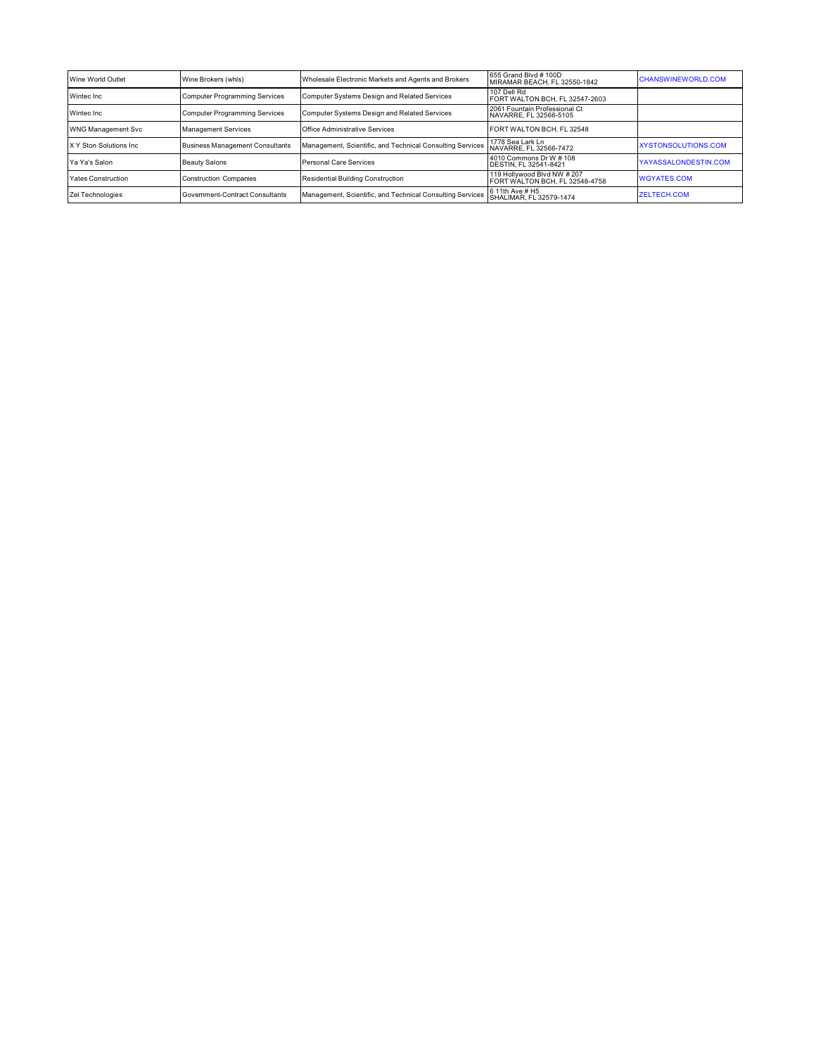| | | | | |
|---|---|---|---|---|
| Wine World Outlet | Wine Brokers (whls) | Wholesale Electronic Markets and Agents and Brokers | 655 Grand Blvd # 100D MIRAMAR BEACH, FL 32550-1842 | CHANSWINEWORLD.COM |
| Wintec Inc | Computer Programming Services | Computer Systems Design and Related Services | 107 Dell Rd FORT WALTON BCH, FL 32547-2603 | |
| Wintec Inc | Computer Programming Services | Computer Systems Design and Related Services | 2061 Fountain Professional Ct NAVARRE, FL 32566-5105 | |
| WNG Management Svc | Management Services | Office Administrative Services | FORT WALTON BCH, FL 32548 | |
| X Y Ston Solutions Inc | Business Management Consultants | Management, Scientific, and Technical Consulting Services | 1778 Sea Lark Ln NAVARRE, FL 32566-7472 | XYSTONSOLUTIONS.COM |
| Ya Ya's Salon | Beauty Salons | Personal Care Services | 4010 Commons Dr W # 108 DESTIN, FL 32541-8421 | YAYASSALONDESTIN.COM |
| Yates Construction | Construction Companies | Residential Building Construction | 119 Hollywood Blvd NW # 207 FORT WALTON BCH, FL 32548-4758 | WGYATES.COM |
| Zel Technologies | Government-Contract Consultants | Management, Scientific, and Technical Consulting Services | 6 11th Ave # H5 SHALIMAR, FL 32579-1474 | ZELTECH.COM |